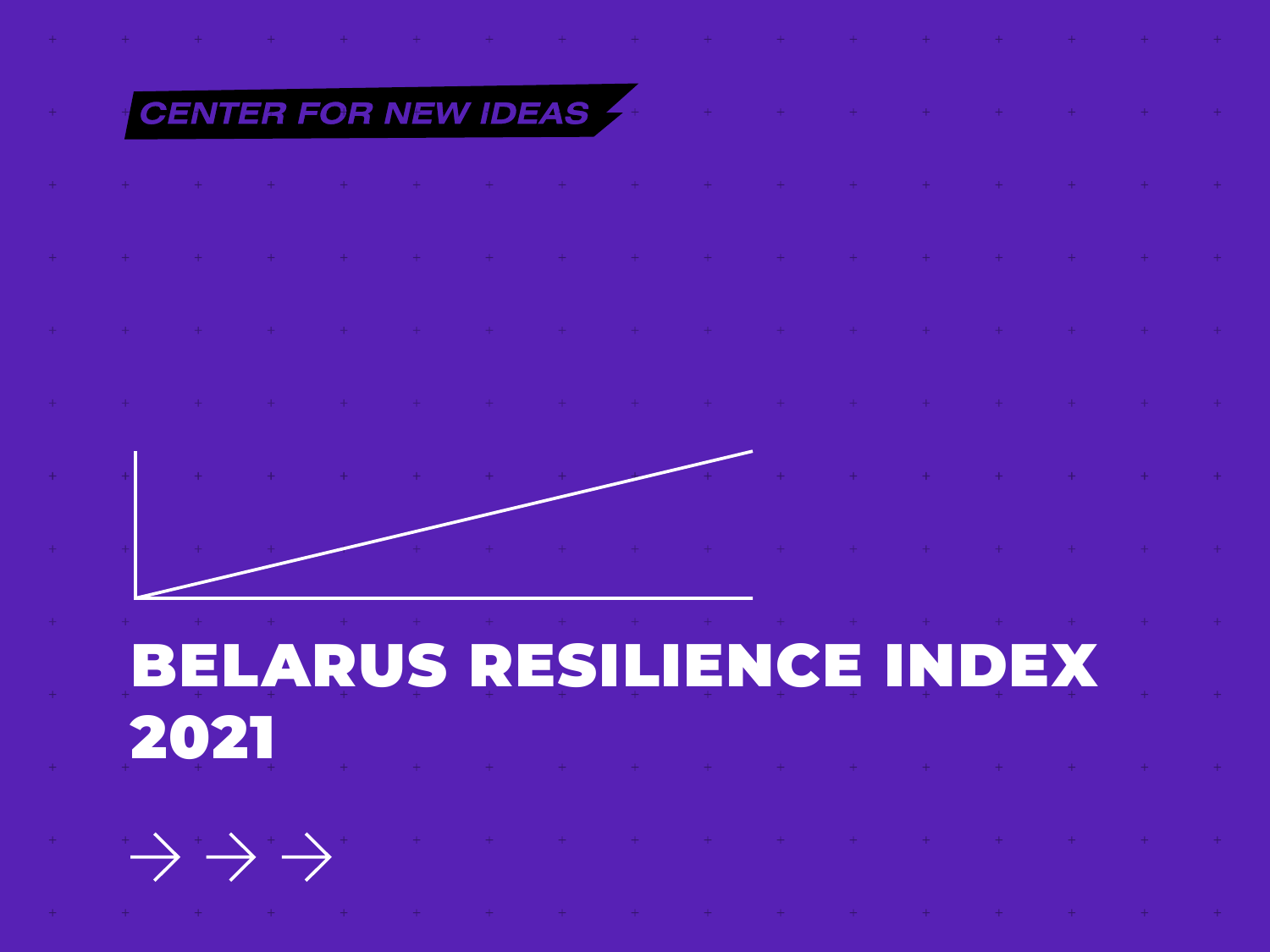CENTER FOR NEW IDEAS

# BELARUS RESILIENCE INDEX 2021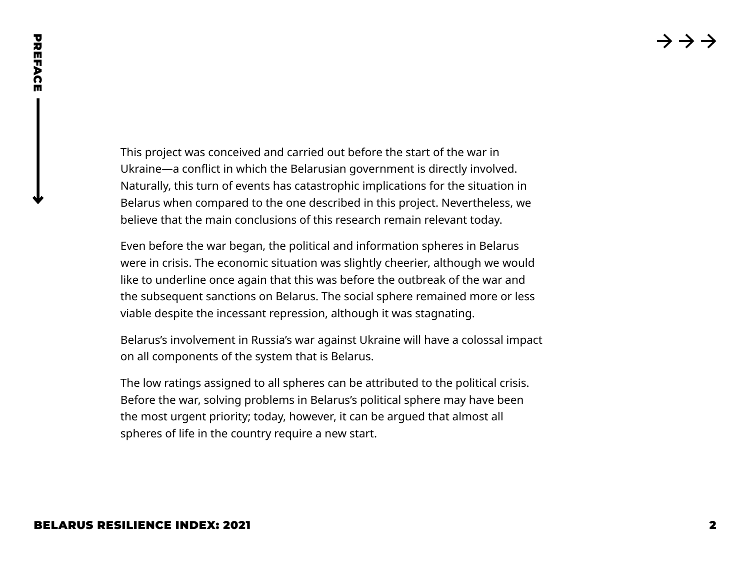# PREFACE

This project was conceived and carried out before the start of the war in Ukraine—a conflict in which the Belarusian government is directly involved. Naturally, this turn of events has catastrophic implications for the situation in Belarus when compared to the one described in this project. Nevertheless, we believe that the main conclusions of this research remain relevant today.

Even before the war began, the political and information spheres in Belarus were in crisis. The economic situation was slightly cheerier, although we would like to underline once again that this was before the outbreak of the war and the subsequent sanctions on Belarus. The social sphere remained more or less viable despite the incessant repression, although it was stagnating.

Belarus's involvement in Russia's war against Ukraine will have a colossal impact on all components of the system that is Belarus.

The low ratings assigned to all spheres can be attributed to the political crisis. Before the war, solving problems in Belarus's political sphere may have been the most urgent priority; today, however, it can be argued that almost all spheres of life in the country require a new start.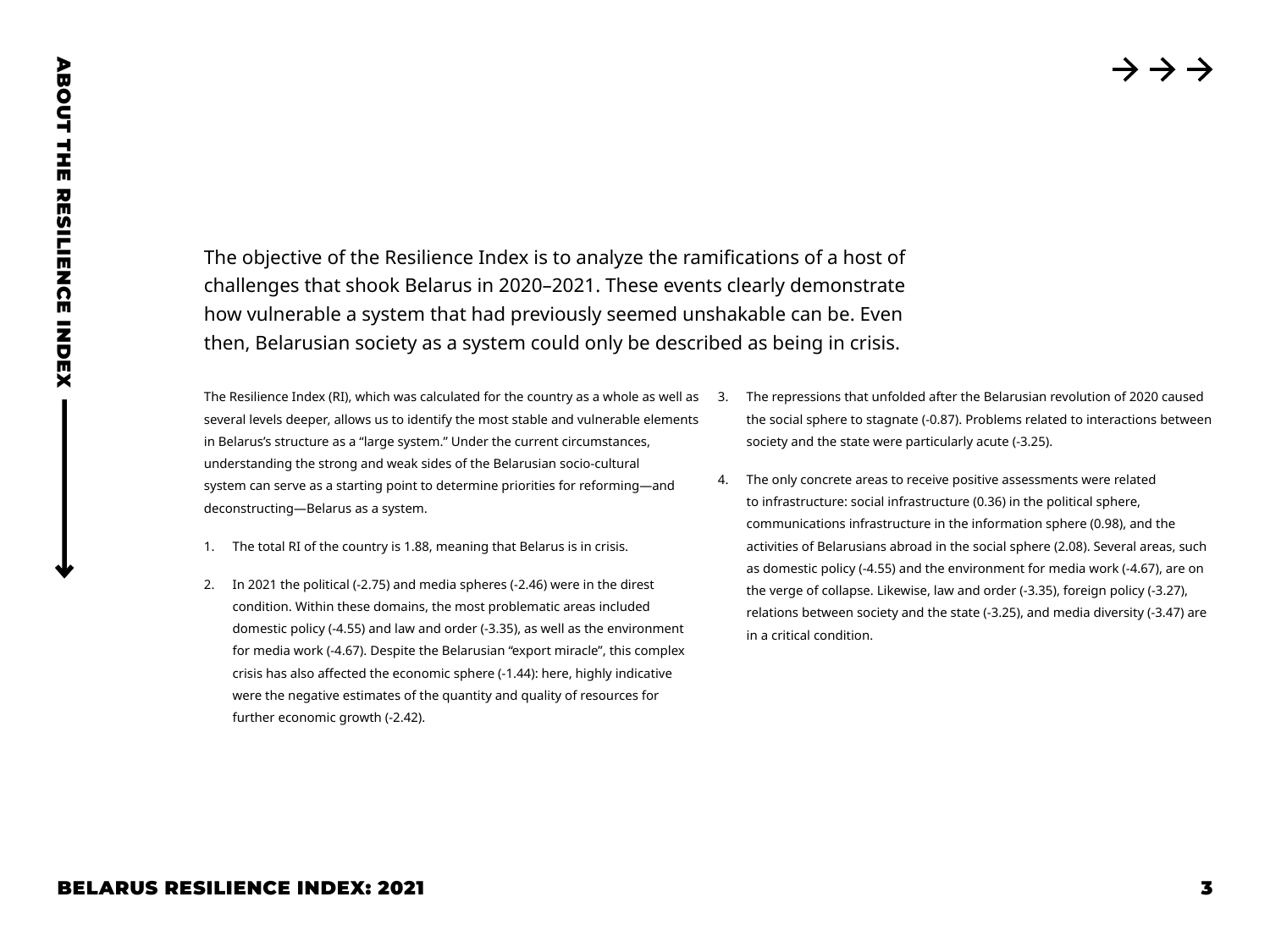# About the Resilience Index

The objective of the Resilience Index is to analyze the ramifications of a host of challenges that shook Belarus in 2020–2021. These events clearly demonstrate how vulnerable a system that had previously seemed unshakable can be. Even then, Belarusian society as a system could only be described as being in crisis.

The Resilience Index (RI), which was calculated for the country as a whole as well as several levels deeper, allows us to identify the most stable and vulnerable elements in Belarus's structure as a "large system." Under the current circumstances, understanding the strong and weak sides of the Belarusian socio-cultural system can serve as a starting point to determine priorities for reforming—and deconstructing—Belarus as a system.

1. The total RI of the country is 1.88, meaning that Belarus is in crisis.
2. In 2021 the political (-2.75) and media spheres (-2.46) were in the direst condition. Within these domains, the most problematic areas included domestic policy (-4.55) and law and order (-3.35), as well as the environment for media work (-4.67). Despite the Belarusian "export miracle", this complex crisis has also affected the economic sphere (-1.44): here, highly indicative were the negative estimates of the quantity and quality of resources for further economic growth (-2.42).
3. The repressions that unfolded after the Belarusian revolution of 2020 caused the social sphere to stagnate (-0.87). Problems related to interactions between society and the state were particularly acute (-3.25).
4. The only concrete areas to receive positive assessments were related to infrastructure: social infrastructure (0.36) in the political sphere, communications infrastructure in the information sphere (0.98), and the activities of Belarusians abroad in the social sphere (2.08). Several areas, such as domestic policy (-4.55) and the environment for media work (-4.67), are on the verge of collapse. Likewise, law and order (-3.35), foreign policy (-3.27), relations between society and the state (-3.25), and media diversity (-3.47) are in a critical condition.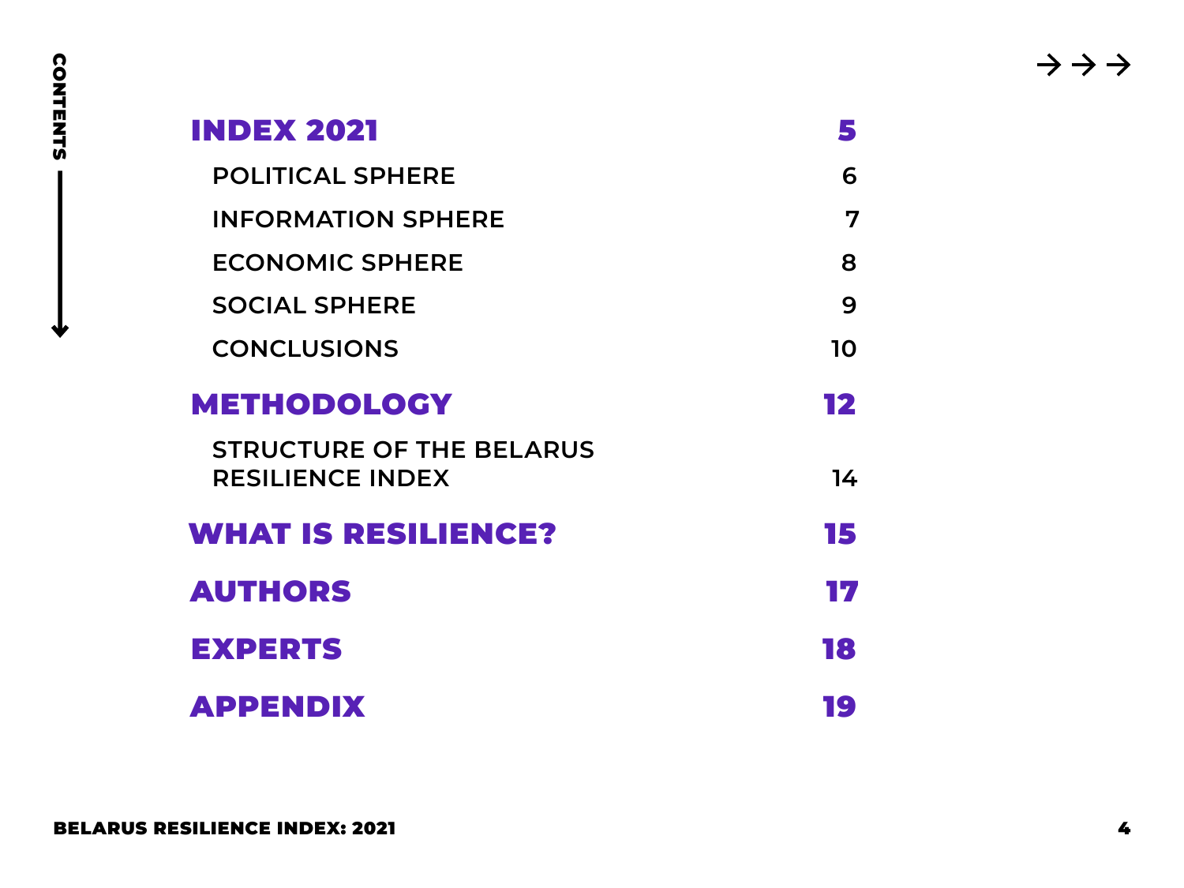# CONTENTS

| | |
|---|---|
| **INDEX 2021** | **5** |
| POLITICAL SPHERE | 6 |
| INFORMATION SPHERE | 7 |
| ECONOMIC SPHERE | 8 |
| SOCIAL SPHERE | 9 |
| CONCLUSIONS | 10 |
| **METHODOLOGY** | **12** |
| STRUCTURE OF THE BELARUS RESILIENCE INDEX | 14 |
| **WHAT IS RESILIENCE?** | **15** |
| **AUTHORS** | **17** |
| **EXPERTS** | **18** |
| **APPENDIX** | **19** |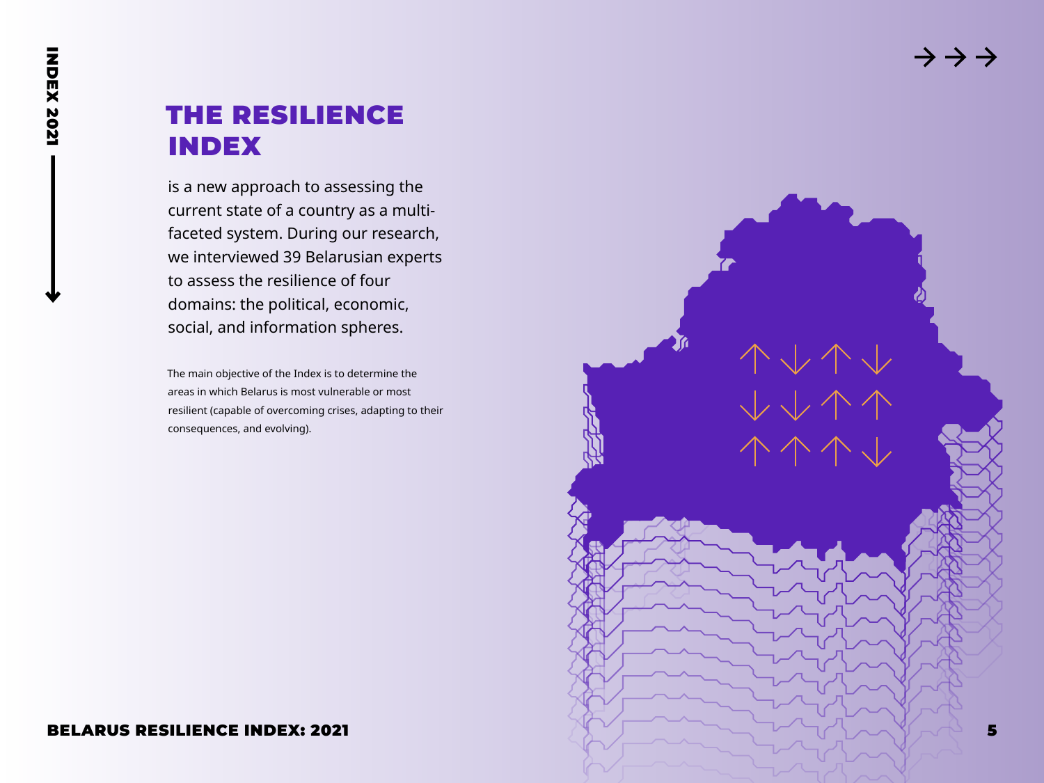# THE RESILIENCE INDEX

is a new approach to assessing the current state of a country as a multi-faceted system. During our research, we interviewed 39 Belarusian experts to assess the resilience of four domains: the political, economic, social, and information spheres.

The main objective of the Index is to determine the areas in which Belarus is most vulnerable or most resilient (capable of overcoming crises, adapting to their consequences, and evolving).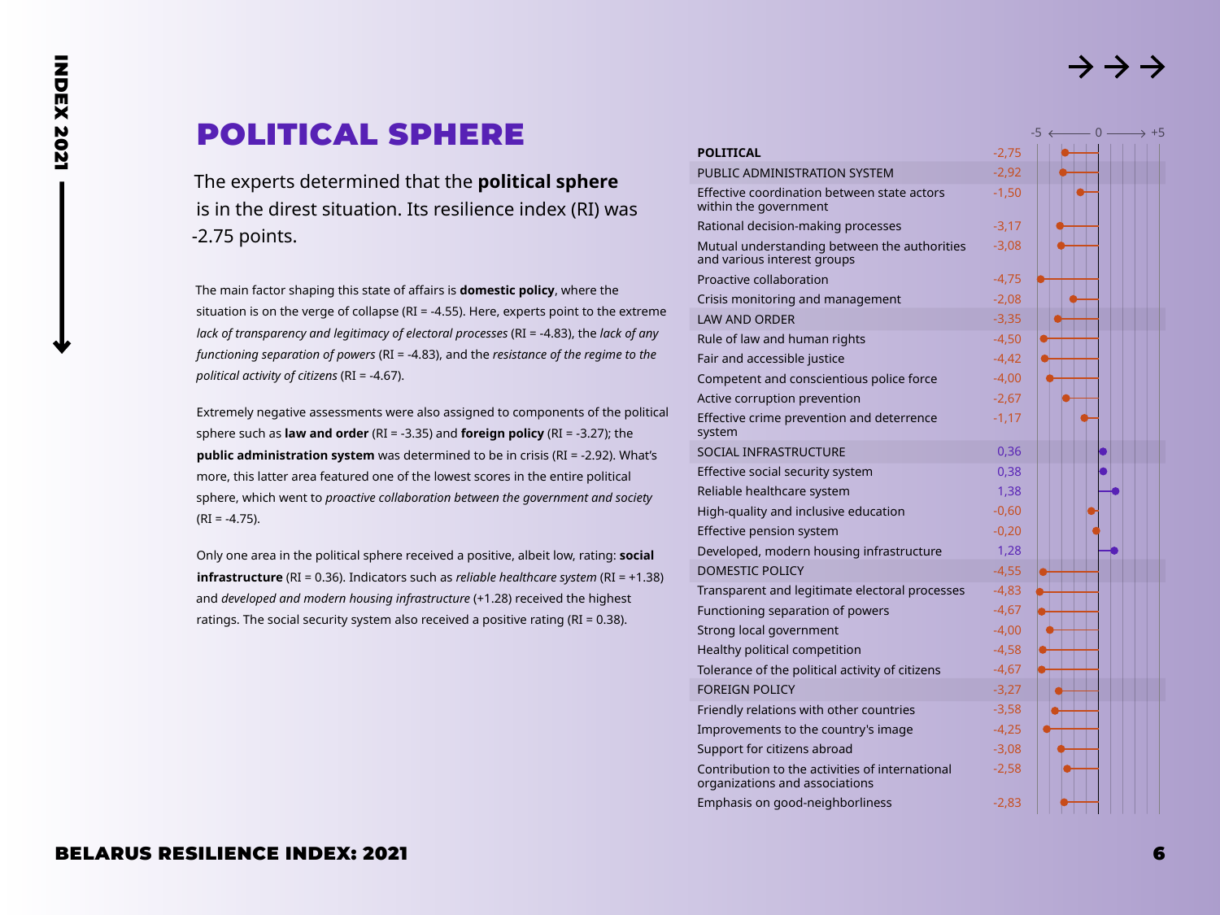# POLITICAL SPHERE

The experts determined that the **political sphere** is in the direst situation. Its resilience index (RI) was -2.75 points.

The main factor shaping this state of affairs is **domestic policy**, where the situation is on the verge of collapse (RI = -4.55). Here, experts point to the extreme *lack of transparency and legitimacy of electoral processes* (RI = -4.83), the *lack of any functioning separation of powers* (RI = -4.83), and the *resistance of the regime to the political activity of citizens* (RI = -4.67).

Extremely negative assessments were also assigned to components of the political sphere such as **law and order** (RI = -3.35) and **foreign policy** (RI = -3.27); the **public administration system** was determined to be in crisis (RI = -2.92). What's more, this latter area featured one of the lowest scores in the entire political sphere, which went to *proactive collaboration between the government and society* (RI = -4.75).

Only one area in the political sphere received a positive, albeit low, rating: **social infrastructure** (RI = 0.36). Indicators such as *reliable healthcare system* (RI = +1.38) and *developed and modern housing infrastructure* (+1.28) received the highest ratings. The social security system also received a positive rating (RI = 0.38).

| Indicator | RI (scale -5 to +5) |
|---|---|
| **POLITICAL** | -2,75 |
| PUBLIC ADMINISTRATION SYSTEM | -2,92 |
| Effective coordination between state actors within the government | -1,50 |
| Rational decision-making processes | -3,17 |
| Mutual understanding between the authorities and various interest groups | -3,08 |
| Proactive collaboration | -4,75 |
| Crisis monitoring and management | -2,08 |
| LAW AND ORDER | -3,35 |
| Rule of law and human rights | -4,50 |
| Fair and accessible justice | -4,42 |
| Competent and conscientious police force | -4,00 |
| Active corruption prevention | -2,67 |
| Effective crime prevention and deterrence system | -1,17 |
| SOCIAL INFRASTRUCTURE | 0,36 |
| Effective social security system | 0,38 |
| Reliable healthcare system | 1,38 |
| High-quality and inclusive education | -0,60 |
| Effective pension system | -0,20 |
| Developed, modern housing infrastructure | 1,28 |
| DOMESTIC POLICY | -4,55 |
| Transparent and legitimate electoral processes | -4,83 |
| Functioning separation of powers | -4,67 |
| Strong local government | -4,00 |
| Healthy political competition | -4,58 |
| Tolerance of the political activity of citizens | -4,67 |
| FOREIGN POLICY | -3,27 |
| Friendly relations with other countries | -3,58 |
| Improvements to the country's image | -4,25 |
| Support for citizens abroad | -3,08 |
| Contribution to the activities of international organizations and associations | -2,58 |
| Emphasis on good-neighborliness | -2,83 |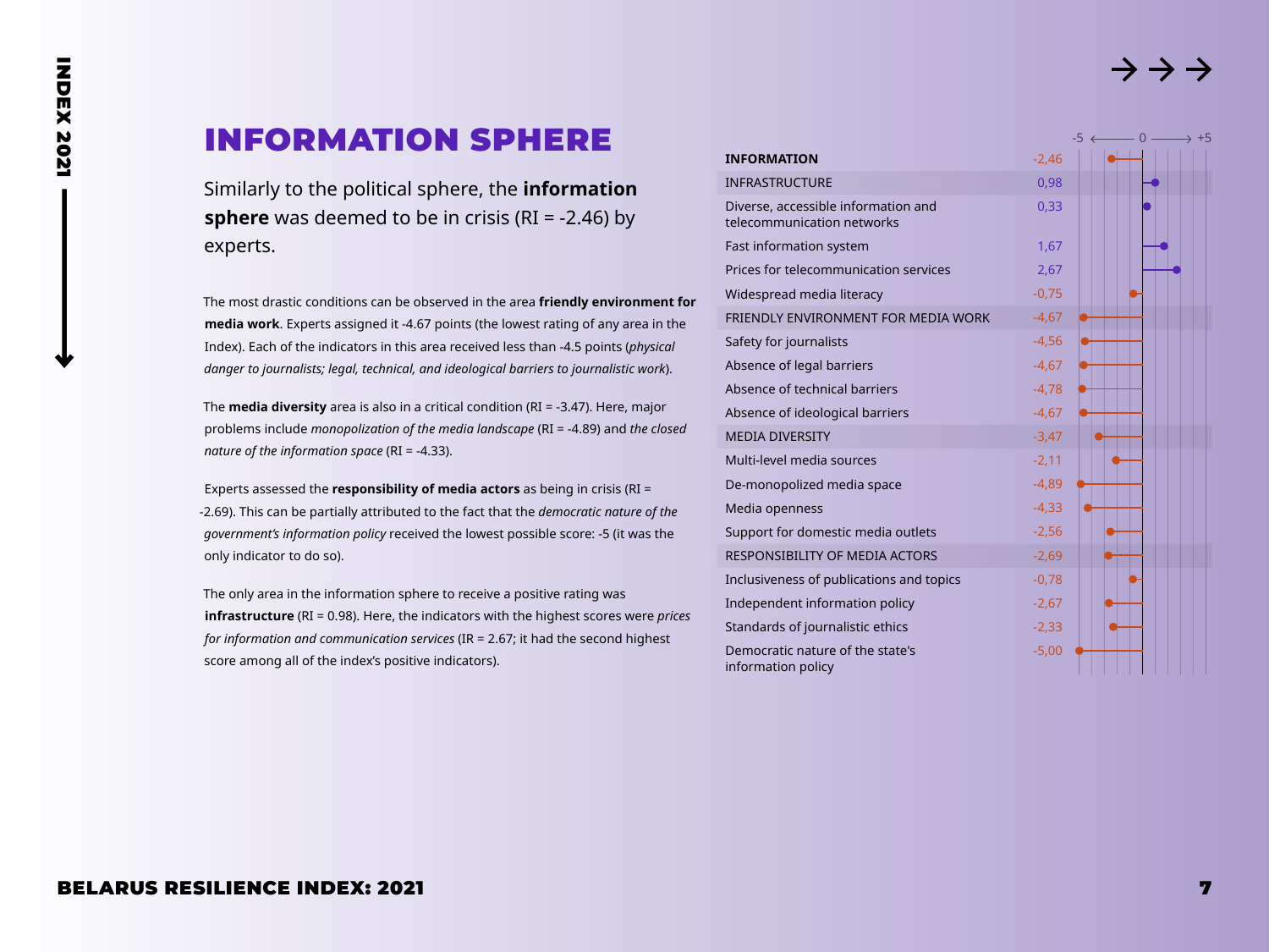# INFORMATION SPHERE

Similarly to the political sphere, the **information sphere** was deemed to be in crisis (RI = -2.46) by experts.

The most drastic conditions can be observed in the area **friendly environment for media work**. Experts assigned it -4.67 points (the lowest rating of any area in the Index). Each of the indicators in this area received less than -4.5 points (*physical danger to journalists; legal, technical, and ideological barriers to journalistic work*).

The **media diversity** area is also in a critical condition (RI = -3.47). Here, major problems include *monopolization of the media landscape* (RI = -4.89) and *the closed nature of the information space* (RI = -4.33).

Experts assessed the **responsibility of media actors** as being in crisis (RI = -2.69). This can be partially attributed to the fact that the *democratic nature of the government's information policy* received the lowest possible score: -5 (it was the only indicator to do so).

The only area in the information sphere to receive a positive rating was **infrastructure** (RI = 0.98). Here, the indicators with the highest scores were *prices for information and communication services* (IR = 2.67; it had the second highest score among all of the index's positive indicators).

| | -5 ← 0 → +5 |
|---|---|
| **INFORMATION** | -2,46 |
| INFRASTRUCTURE | 0,98 |
| Diverse, accessible information and telecommunication networks | 0,33 |
| Fast information system | 1,67 |
| Prices for telecommunication services | 2,67 |
| Widespread media literacy | -0,75 |
| FRIENDLY ENVIRONMENT FOR MEDIA WORK | -4,67 |
| Safety for journalists | -4,56 |
| Absence of legal barriers | -4,67 |
| Absence of technical barriers | -4,78 |
| Absence of ideological barriers | -4,67 |
| MEDIA DIVERSITY | -3,47 |
| Multi-level media sources | -2,11 |
| De-monopolized media space | -4,89 |
| Media openness | -4,33 |
| Support for domestic media outlets | -2,56 |
| RESPONSIBILITY OF MEDIA ACTORS | -2,69 |
| Inclusiveness of publications and topics | -0,78 |
| Independent information policy | -2,67 |
| Standards of journalistic ethics | -2,33 |
| Democratic nature of the state's information policy | -5,00 |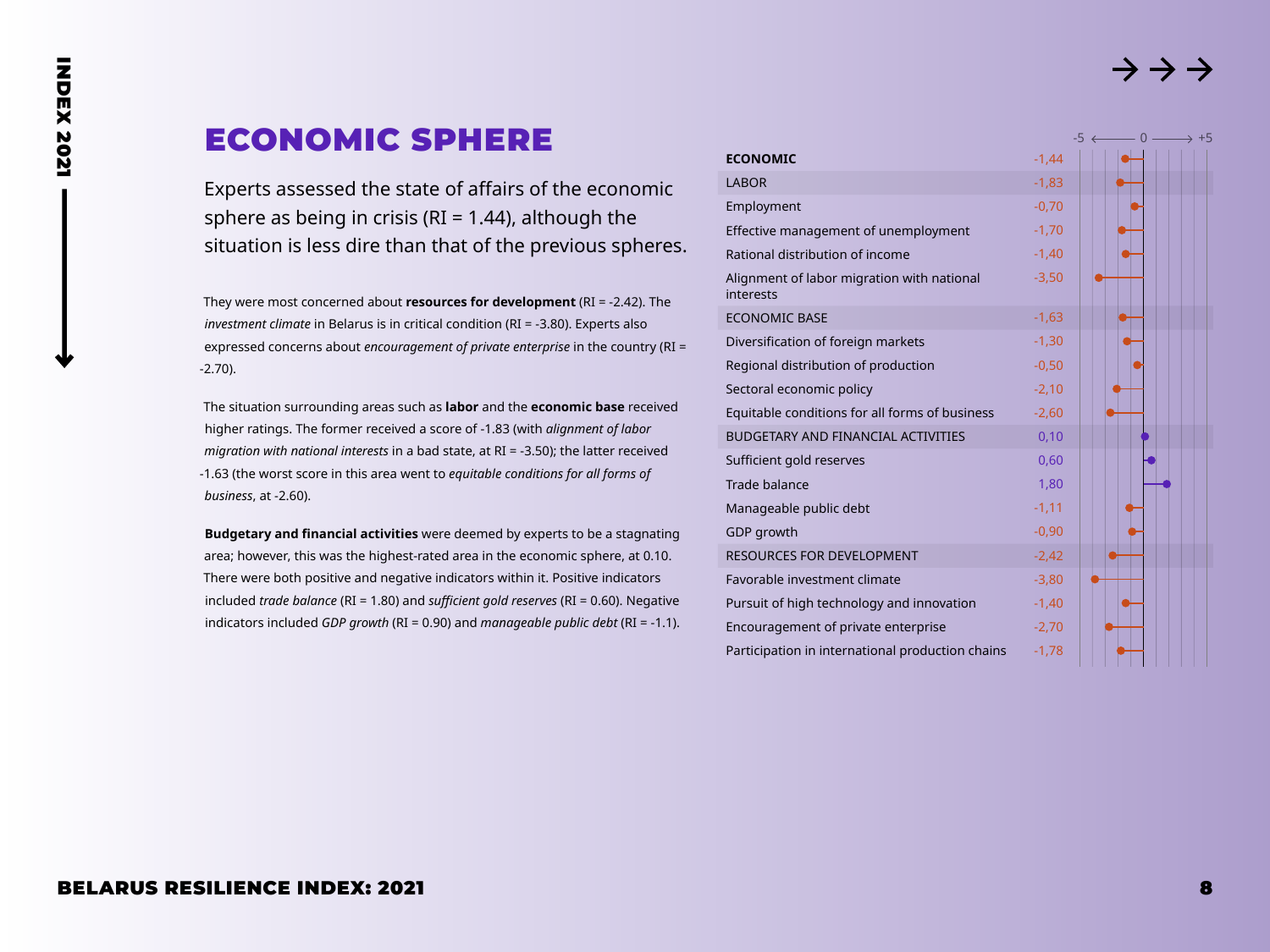# ECONOMIC SPHERE

Experts assessed the state of affairs of the economic sphere as being in crisis (RI = 1.44), although the situation is less dire than that of the previous spheres.

They were most concerned about **resources for development** (RI = -2.42). The *investment climate* in Belarus is in critical condition (RI = -3.80). Experts also expressed concerns about *encouragement of private enterprise* in the country (RI = -2.70).

The situation surrounding areas such as **labor** and the **economic base** received higher ratings. The former received a score of -1.83 (with *alignment of labor migration with national interests* in a bad state, at RI = -3.50); the latter received -1.63 (the worst score in this area went to *equitable conditions for all forms of business*, at -2.60).

**Budgetary and financial activities** were deemed by experts to be a stagnating area; however, this was the highest-rated area in the economic sphere, at 0.10. There were both positive and negative indicators within it. Positive indicators included *trade balance* (RI = 1.80) and *sufficient gold reserves* (RI = 0.60). Negative indicators included *GDP growth* (RI = 0.90) and *manageable public debt* (RI = -1.1).

| Indicator | RI (-5 ← 0 → +5) |
|---|---|
| **ECONOMIC** | -1,44 |
| LABOR | -1,83 |
| Employment | -0,70 |
| Effective management of unemployment | -1,70 |
| Rational distribution of income | -1,40 |
| Alignment of labor migration with national interests | -3,50 |
| ECONOMIC BASE | -1,63 |
| Diversification of foreign markets | -1,30 |
| Regional distribution of production | -0,50 |
| Sectoral economic policy | -2,10 |
| Equitable conditions for all forms of business | -2,60 |
| BUDGETARY AND FINANCIAL ACTIVITIES | 0,10 |
| Sufficient gold reserves | 0,60 |
| Trade balance | 1,80 |
| Manageable public debt | -1,11 |
| GDP growth | -0,90 |
| RESOURCES FOR DEVELOPMENT | -2,42 |
| Favorable investment climate | -3,80 |
| Pursuit of high technology and innovation | -1,40 |
| Encouragement of private enterprise | -2,70 |
| Participation in international production chains | -1,78 |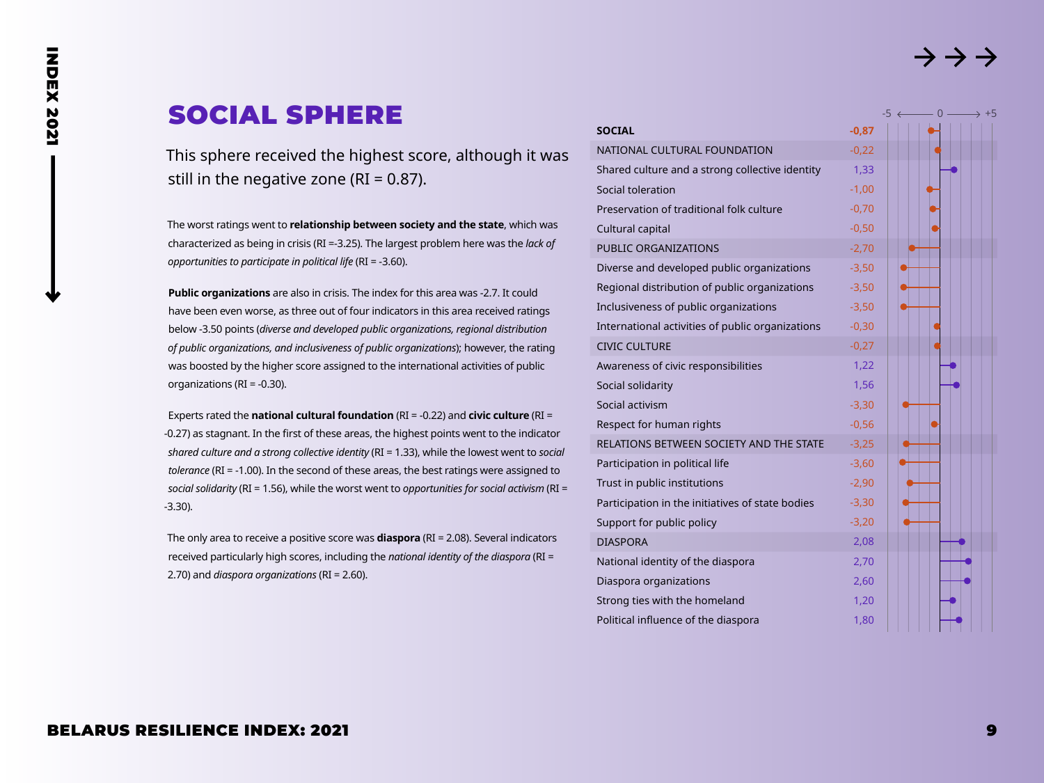# SOCIAL SPHERE

This sphere received the highest score, although it was still in the negative zone (RI = 0.87).

The worst ratings went to **relationship between society and the state**, which was characterized as being in crisis (RI =-3.25). The largest problem here was the *lack of opportunities to participate in political life* (RI = -3.60).

**Public organizations** are also in crisis. The index for this area was -2.7. It could have been even worse, as three out of four indicators in this area received ratings below -3.50 points (*diverse and developed public organizations, regional distribution of public organizations, and inclusiveness of public organizations*); however, the rating was boosted by the higher score assigned to the international activities of public organizations (RI = -0.30).

Experts rated the **national cultural foundation** (RI = -0.22) and **civic culture** (RI = -0.27) as stagnant. In the first of these areas, the highest points went to the indicator *shared culture and a strong collective identity* (RI = 1.33), while the lowest went to *social tolerance* (RI = -1.00). In the second of these areas, the best ratings were assigned to *social solidarity* (RI = 1.56), while the worst went to *opportunities for social activism* (RI = -3.30).

The only area to receive a positive score was **diaspora** (RI = 2.08). Several indicators received particularly high scores, including the *national identity of the diaspora* (RI = 2.70) and *diaspora organizations* (RI = 2.60).

| Indicator | Score (-5 ← 0 → +5) |
|---|---|
| **SOCIAL** | **-0,87** |
| NATIONAL CULTURAL FOUNDATION | -0,22 |
| Shared culture and a strong collective identity | 1,33 |
| Social toleration | -1,00 |
| Preservation of traditional folk culture | -0,70 |
| Cultural capital | -0,50 |
| PUBLIC ORGANIZATIONS | -2,70 |
| Diverse and developed public organizations | -3,50 |
| Regional distribution of public organizations | -3,50 |
| Inclusiveness of public organizations | -3,50 |
| International activities of public organizations | -0,30 |
| CIVIC CULTURE | -0,27 |
| Awareness of civic responsibilities | 1,22 |
| Social solidarity | 1,56 |
| Social activism | -3,30 |
| Respect for human rights | -0,56 |
| RELATIONS BETWEEN SOCIETY AND THE STATE | -3,25 |
| Participation in political life | -3,60 |
| Trust in public institutions | -2,90 |
| Participation in the initiatives of state bodies | -3,30 |
| Support for public policy | -3,20 |
| DIASPORA | 2,08 |
| National identity of the diaspora | 2,70 |
| Diaspora organizations | 2,60 |
| Strong ties with the homeland | 1,20 |
| Political influence of the diaspora | 1,80 |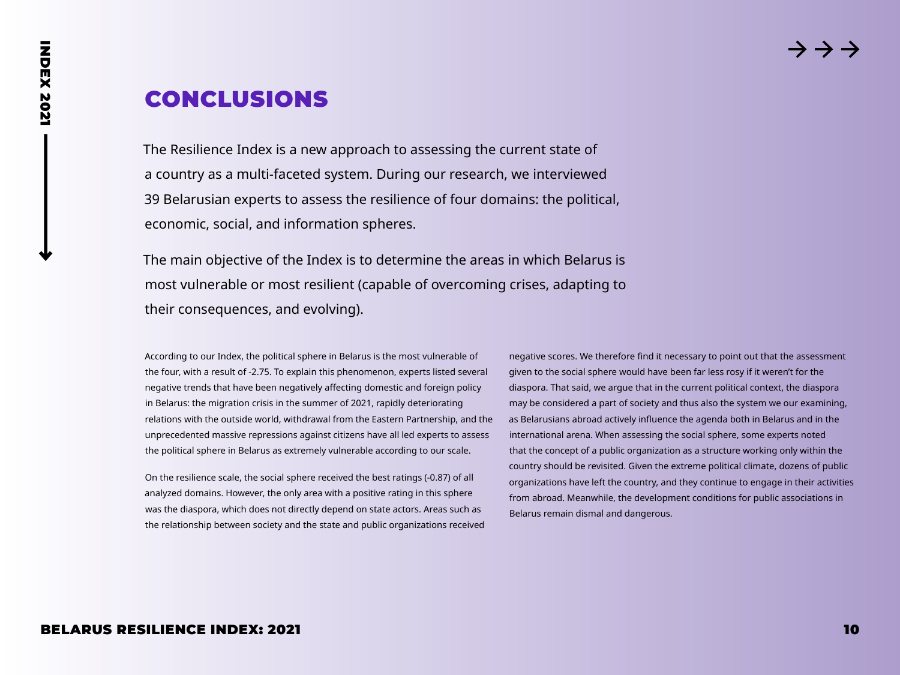# CONCLUSIONS

The Resilience Index is a new approach to assessing the current state of a country as a multi-faceted system. During our research, we interviewed 39 Belarusian experts to assess the resilience of four domains: the political, economic, social, and information spheres.

The main objective of the Index is to determine the areas in which Belarus is most vulnerable or most resilient (capable of overcoming crises, adapting to their consequences, and evolving).

According to our Index, the political sphere in Belarus is the most vulnerable of the four, with a result of -2.75. To explain this phenomenon, experts listed several negative trends that have been negatively affecting domestic and foreign policy in Belarus: the migration crisis in the summer of 2021, rapidly deteriorating relations with the outside world, withdrawal from the Eastern Partnership, and the unprecedented massive repressions against citizens have all led experts to assess the political sphere in Belarus as extremely vulnerable according to our scale.

On the resilience scale, the social sphere received the best ratings (-0.87) of all analyzed domains. However, the only area with a positive rating in this sphere was the diaspora, which does not directly depend on state actors. Areas such as the relationship between society and the state and public organizations received negative scores. We therefore find it necessary to point out that the assessment given to the social sphere would have been far less rosy if it weren't for the diaspora. That said, we argue that in the current political context, the diaspora may be considered a part of society and thus also the system we our examining, as Belarusians abroad actively influence the agenda both in Belarus and in the international arena. When assessing the social sphere, some experts noted that the concept of a public organization as a structure working only within the country should be revisited. Given the extreme political climate, dozens of public organizations have left the country, and they continue to engage in their activities from abroad. Meanwhile, the development conditions for public associations in Belarus remain dismal and dangerous.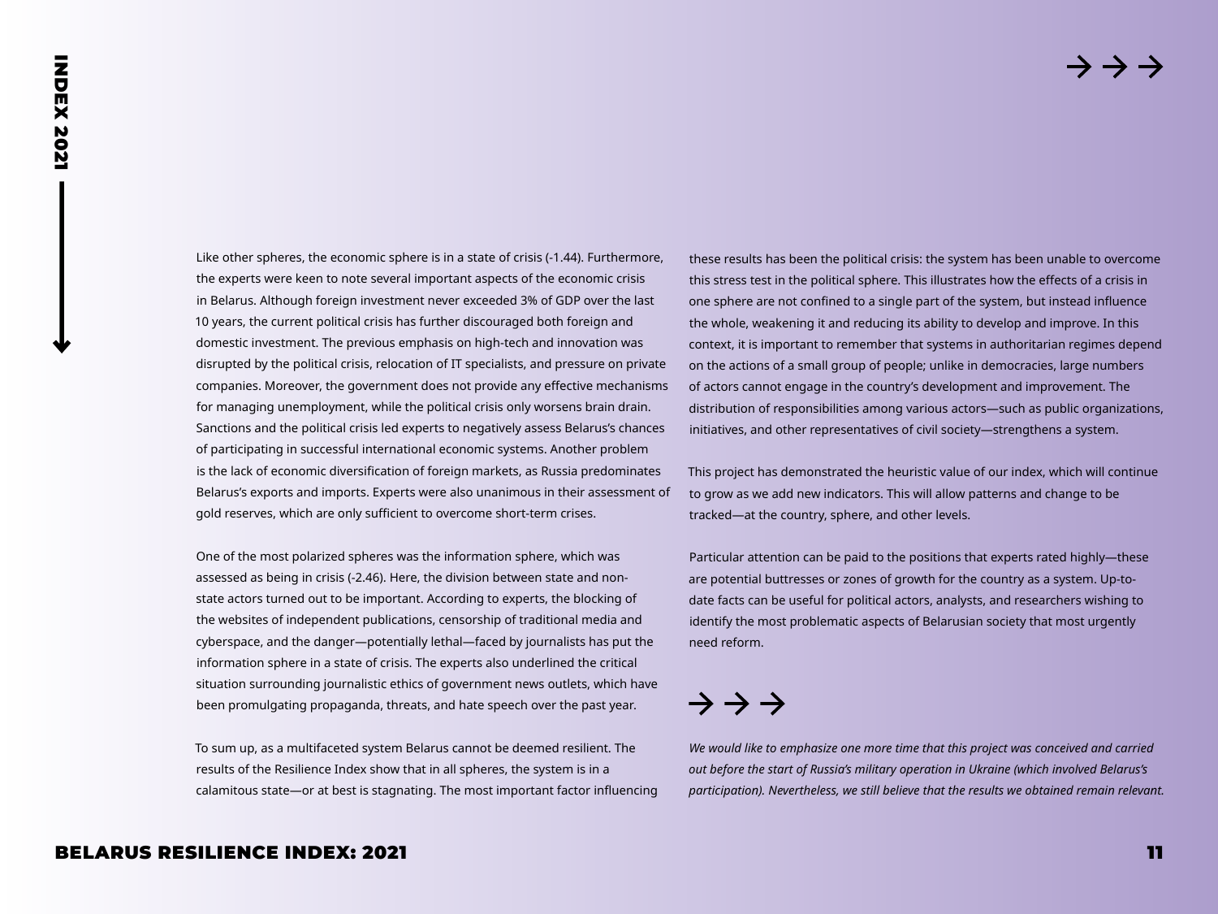Like other spheres, the economic sphere is in a state of crisis (-1.44). Furthermore, the experts were keen to note several important aspects of the economic crisis in Belarus. Although foreign investment never exceeded 3% of GDP over the last 10 years, the current political crisis has further discouraged both foreign and domestic investment. The previous emphasis on high-tech and innovation was disrupted by the political crisis, relocation of IT specialists, and pressure on private companies. Moreover, the government does not provide any effective mechanisms for managing unemployment, while the political crisis only worsens brain drain. Sanctions and the political crisis led experts to negatively assess Belarus's chances of participating in successful international economic systems. Another problem is the lack of economic diversification of foreign markets, as Russia predominates Belarus's exports and imports. Experts were also unanimous in their assessment of gold reserves, which are only sufficient to overcome short-term crises.

One of the most polarized spheres was the information sphere, which was assessed as being in crisis (-2.46). Here, the division between state and non-state actors turned out to be important. According to experts, the blocking of the websites of independent publications, censorship of traditional media and cyberspace, and the danger—potentially lethal—faced by journalists has put the information sphere in a state of crisis. The experts also underlined the critical situation surrounding journalistic ethics of government news outlets, which have been promulgating propaganda, threats, and hate speech over the past year.

To sum up, as a multifaceted system Belarus cannot be deemed resilient. The results of the Resilience Index show that in all spheres, the system is in a calamitous state—or at best is stagnating. The most important factor influencing these results has been the political crisis: the system has been unable to overcome this stress test in the political sphere. This illustrates how the effects of a crisis in one sphere are not confined to a single part of the system, but instead influence the whole, weakening it and reducing its ability to develop and improve. In this context, it is important to remember that systems in authoritarian regimes depend on the actions of a small group of people; unlike in democracies, large numbers of actors cannot engage in the country's development and improvement. The distribution of responsibilities among various actors—such as public organizations, initiatives, and other representatives of civil society—strengthens a system.

This project has demonstrated the heuristic value of our index, which will continue to grow as we add new indicators. This will allow patterns and change to be tracked—at the country, sphere, and other levels.

Particular attention can be paid to the positions that experts rated highly—these are potential buttresses or zones of growth for the country as a system. Up-to-date facts can be useful for political actors, analysts, and researchers wishing to identify the most problematic aspects of Belarusian society that most urgently need reform.

→ → →

*We would like to emphasize one more time that this project was conceived and carried out before the start of Russia's military operation in Ukraine (which involved Belarus's participation). Nevertheless, we still believe that the results we obtained remain relevant.*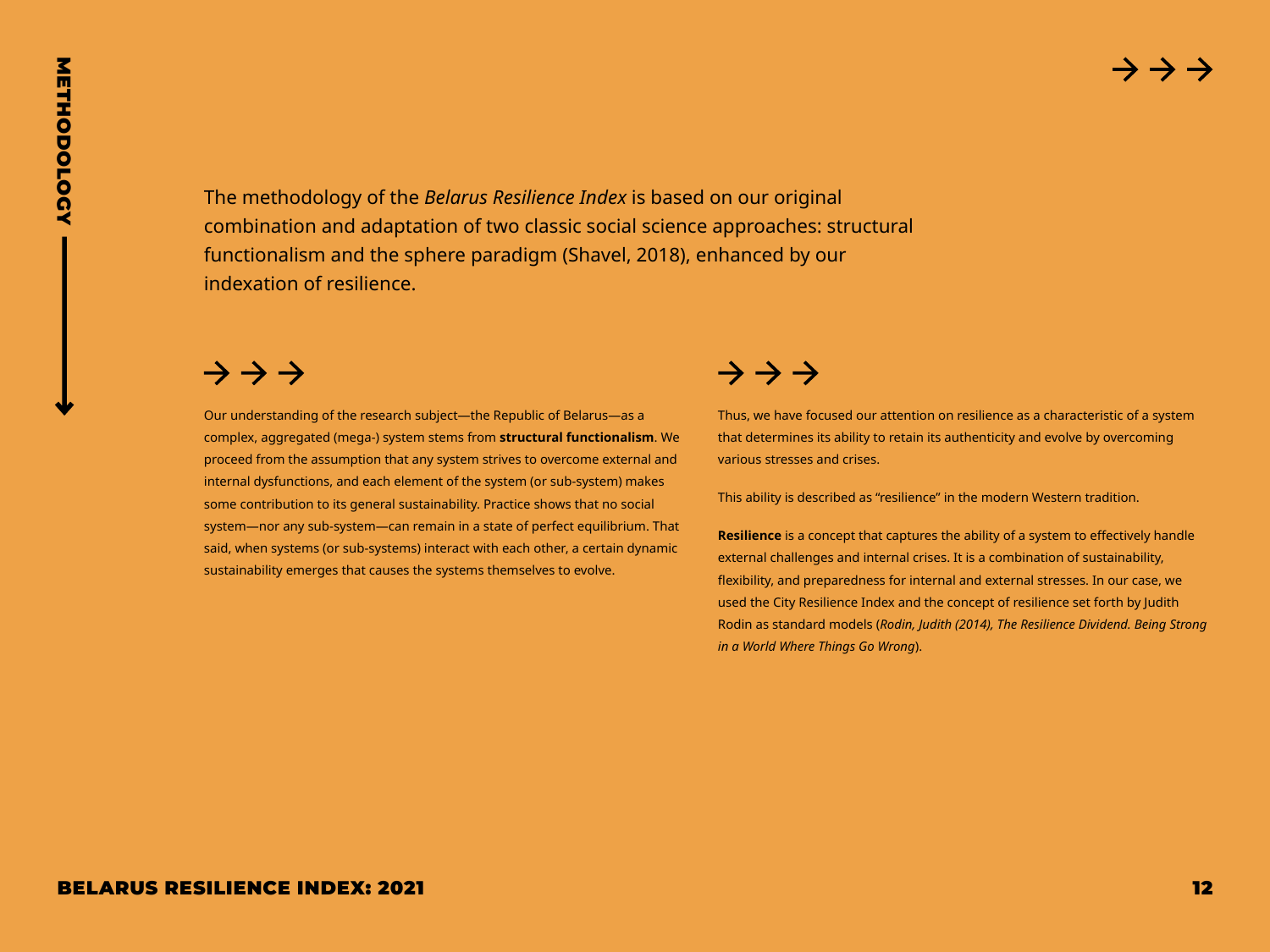The methodology of the *Belarus Resilience Index* is based on our original combination and adaptation of two classic social science approaches: structural functionalism and the sphere paradigm (Shavel, 2018), enhanced by our indexation of resilience.

Our understanding of the research subject—the Republic of Belarus—as a complex, aggregated (mega-) system stems from **structural functionalism**. We proceed from the assumption that any system strives to overcome external and internal dysfunctions, and each element of the system (or sub-system) makes some contribution to its general sustainability. Practice shows that no social system—nor any sub-system—can remain in a state of perfect equilibrium. That said, when systems (or sub-systems) interact with each other, a certain dynamic sustainability emerges that causes the systems themselves to evolve.

Thus, we have focused our attention on resilience as a characteristic of a system that determines its ability to retain its authenticity and evolve by overcoming various stresses and crises.

This ability is described as “resilience” in the modern Western tradition.

**Resilience** is a concept that captures the ability of a system to effectively handle external challenges and internal crises. It is a combination of sustainability, flexibility, and preparedness for internal and external stresses. In our case, we used the City Resilience Index and the concept of resilience set forth by Judith Rodin as standard models (*Rodin, Judith (2014), The Resilience Dividend. Being Strong in a World Where Things Go Wrong*).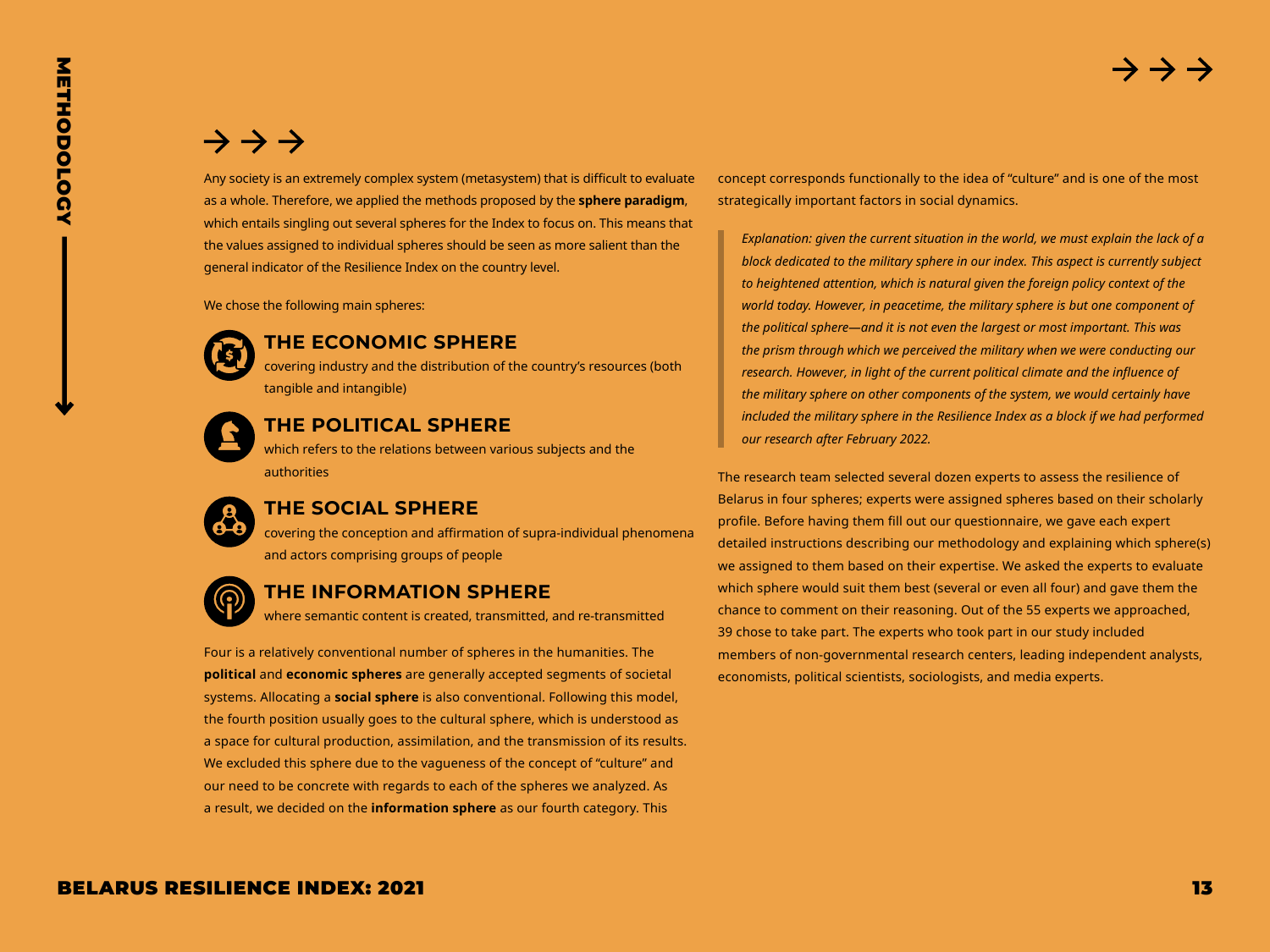Any society is an extremely complex system (metasystem) that is difficult to evaluate as a whole. Therefore, we applied the methods proposed by the **sphere paradigm**, which entails singling out several spheres for the Index to focus on. This means that the values assigned to individual spheres should be seen as more salient than the general indicator of the Resilience Index on the country level.

We chose the following main spheres:

### THE ECONOMIC SPHERE

covering industry and the distribution of the country's resources (both tangible and intangible)

### THE POLITICAL SPHERE

which refers to the relations between various subjects and the authorities

### THE SOCIAL SPHERE

covering the conception and affirmation of supra-individual phenomena and actors comprising groups of people

### THE INFORMATION SPHERE

where semantic content is created, transmitted, and re-transmitted

Four is a relatively conventional number of spheres in the humanities. The **political** and **economic spheres** are generally accepted segments of societal systems. Allocating a **social sphere** is also conventional. Following this model, the fourth position usually goes to the cultural sphere, which is understood as a space for cultural production, assimilation, and the transmission of its results. We excluded this sphere due to the vagueness of the concept of "culture" and our need to be concrete with regards to each of the spheres we analyzed. As a result, we decided on the **information sphere** as our fourth category. This concept corresponds functionally to the idea of "culture" and is one of the most strategically important factors in social dynamics.

> *Explanation: given the current situation in the world, we must explain the lack of a block dedicated to the military sphere in our index. This aspect is currently subject to heightened attention, which is natural given the foreign policy context of the world today. However, in peacetime, the military sphere is but one component of the political sphere—and it is not even the largest or most important. This was the prism through which we perceived the military when we were conducting our research. However, in light of the current political climate and the influence of the military sphere on other components of the system, we would certainly have included the military sphere in the Resilience Index as a block if we had performed our research after February 2022.*

The research team selected several dozen experts to assess the resilience of Belarus in four spheres; experts were assigned spheres based on their scholarly profile. Before having them fill out our questionnaire, we gave each expert detailed instructions describing our methodology and explaining which sphere(s) we assigned to them based on their expertise. We asked the experts to evaluate which sphere would suit them best (several or even all four) and gave them the chance to comment on their reasoning. Out of the 55 experts we approached, 39 chose to take part. The experts who took part in our study included members of non-governmental research centers, leading independent analysts, economists, political scientists, sociologists, and media experts.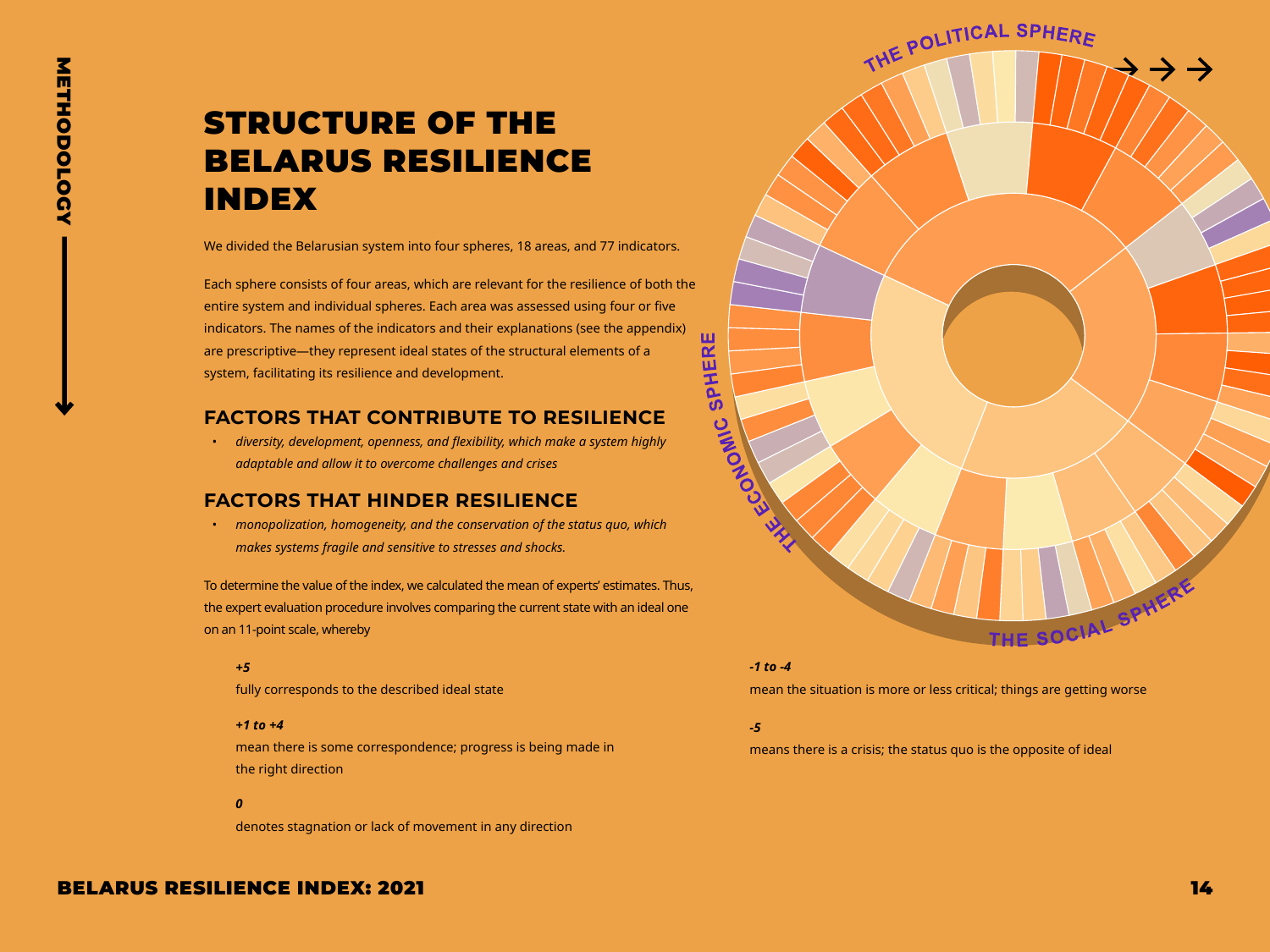# STRUCTURE OF THE BELARUS RESILIENCE INDEX

We divided the Belarusian system into four spheres, 18 areas, and 77 indicators.

Each sphere consists of four areas, which are relevant for the resilience of both the entire system and individual spheres. Each area was assessed using four or five indicators. The names of the indicators and their explanations (see the appendix) are prescriptive—they represent ideal states of the structural elements of a system, facilitating its resilience and development.

## FACTORS THAT CONTRIBUTE TO RESILIENCE

- *diversity, development, openness, and flexibility, which make a system highly adaptable and allow it to overcome challenges and crises*

## FACTORS THAT HINDER RESILIENCE

- *monopolization, homogeneity, and the conservation of the status quo, which makes systems fragile and sensitive to stresses and shocks.*

To determine the value of the index, we calculated the mean of experts' estimates. Thus, the expert evaluation procedure involves comparing the current state with an ideal one on an 11-point scale, whereby

***+5***

fully corresponds to the described ideal state

***+1 to +4***

mean there is some correspondence; progress is being made in the right direction

***0***

denotes stagnation or lack of movement in any direction

***-1 to -4***

mean the situation is more or less critical; things are getting worse

***-5***

means there is a crisis; the status quo is the opposite of ideal

THE POLITICAL SPHERE

THE ECONOMIC SPHERE

THE SOCIAL SPHERE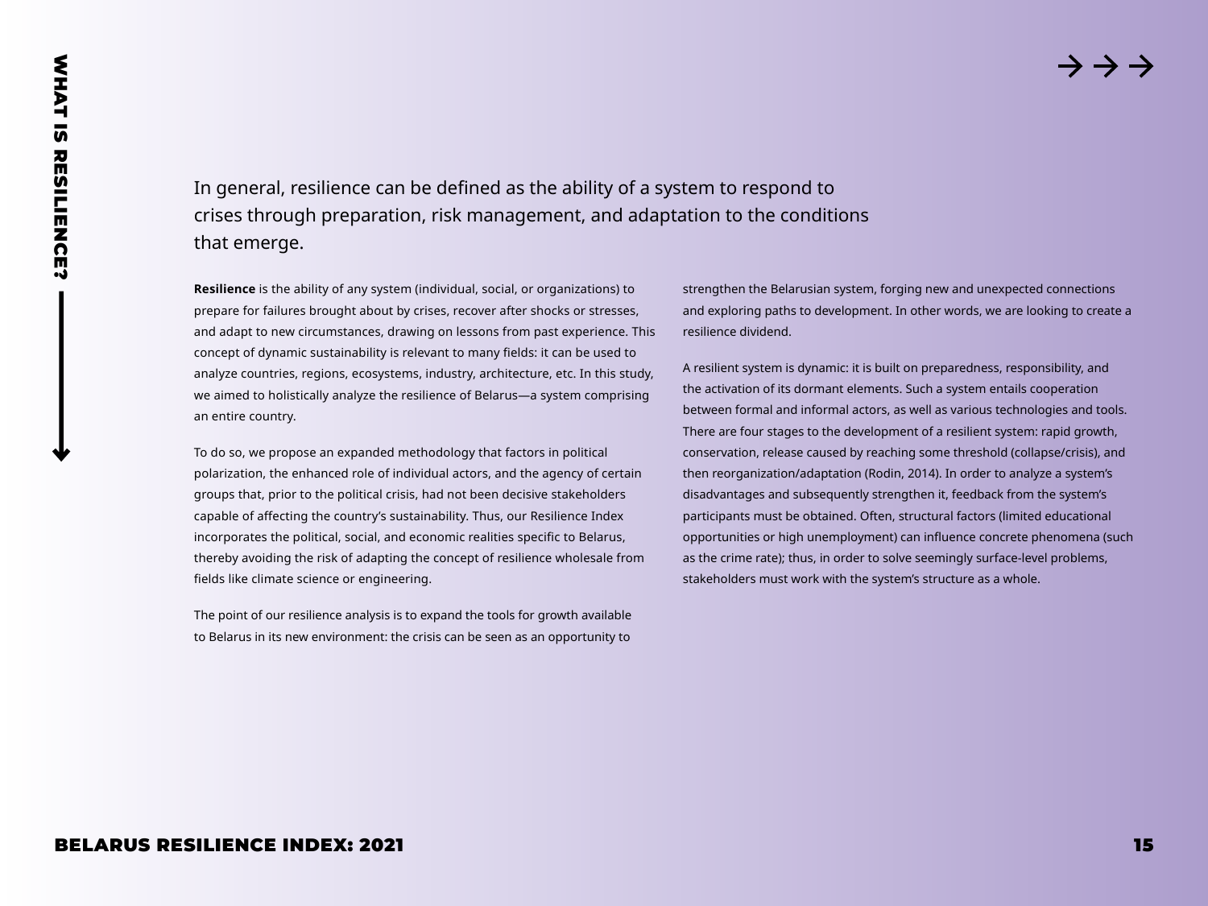# WHAT IS RESILIENCE?

In general, resilience can be defined as the ability of a system to respond to crises through preparation, risk management, and adaptation to the conditions that emerge.

**Resilience** is the ability of any system (individual, social, or organizations) to prepare for failures brought about by crises, recover after shocks or stresses, and adapt to new circumstances, drawing on lessons from past experience. This concept of dynamic sustainability is relevant to many fields: it can be used to analyze countries, regions, ecosystems, industry, architecture, etc. In this study, we aimed to holistically analyze the resilience of Belarus—a system comprising an entire country.

To do so, we propose an expanded methodology that factors in political polarization, the enhanced role of individual actors, and the agency of certain groups that, prior to the political crisis, had not been decisive stakeholders capable of affecting the country's sustainability. Thus, our Resilience Index incorporates the political, social, and economic realities specific to Belarus, thereby avoiding the risk of adapting the concept of resilience wholesale from fields like climate science or engineering.

The point of our resilience analysis is to expand the tools for growth available to Belarus in its new environment: the crisis can be seen as an opportunity to strengthen the Belarusian system, forging new and unexpected connections and exploring paths to development. In other words, we are looking to create a resilience dividend.

A resilient system is dynamic: it is built on preparedness, responsibility, and the activation of its dormant elements. Such a system entails cooperation between formal and informal actors, as well as various technologies and tools. There are four stages to the development of a resilient system: rapid growth, conservation, release caused by reaching some threshold (collapse/crisis), and then reorganization/adaptation (Rodin, 2014). In order to analyze a system's disadvantages and subsequently strengthen it, feedback from the system's participants must be obtained. Often, structural factors (limited educational opportunities or high unemployment) can influence concrete phenomena (such as the crime rate); thus, in order to solve seemingly surface-level problems, stakeholders must work with the system's structure as a whole.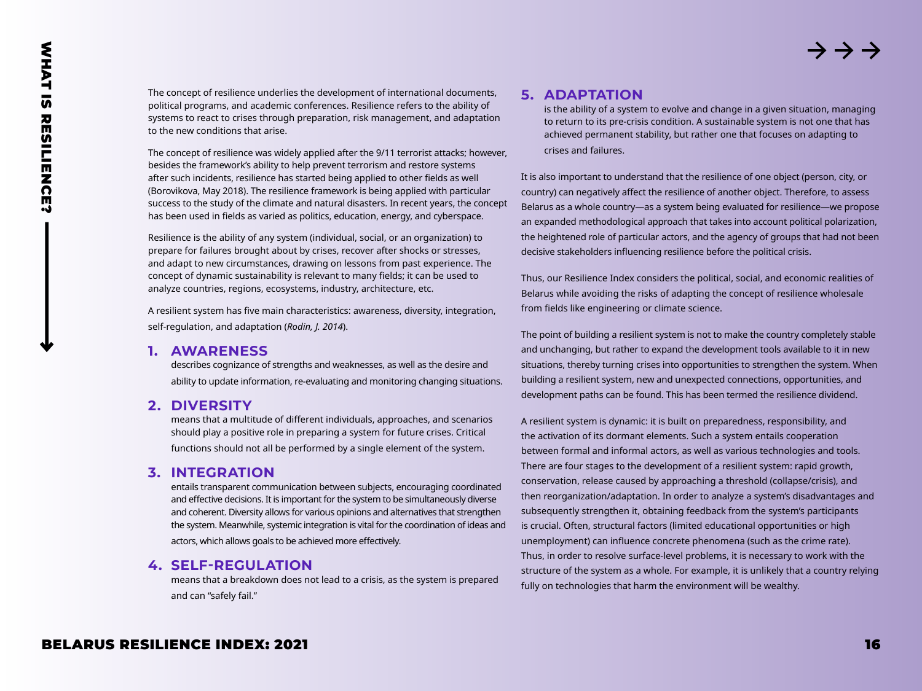The concept of resilience underlies the development of international documents, political programs, and academic conferences. Resilience refers to the ability of systems to react to crises through preparation, risk management, and adaptation to the new conditions that arise.

The concept of resilience was widely applied after the 9/11 terrorist attacks; however, besides the framework's ability to help prevent terrorism and restore systems after such incidents, resilience has started being applied to other fields as well (Borovikova, May 2018). The resilience framework is being applied with particular success to the study of the climate and natural disasters. In recent years, the concept has been used in fields as varied as politics, education, energy, and cyberspace.

Resilience is the ability of any system (individual, social, or an organization) to prepare for failures brought about by crises, recover after shocks or stresses, and adapt to new circumstances, drawing on lessons from past experience. The concept of dynamic sustainability is relevant to many fields; it can be used to analyze countries, regions, ecosystems, industry, architecture, etc.

A resilient system has five main characteristics: awareness, diversity, integration, self-regulation, and adaptation (*Rodin, J. 2014*).

### 1. AWARENESS

describes cognizance of strengths and weaknesses, as well as the desire and ability to update information, re-evaluating and monitoring changing situations.

### 2. DIVERSITY

means that a multitude of different individuals, approaches, and scenarios should play a positive role in preparing a system for future crises. Critical functions should not all be performed by a single element of the system.

### 3. INTEGRATION

entails transparent communication between subjects, encouraging coordinated and effective decisions. It is important for the system to be simultaneously diverse and coherent. Diversity allows for various opinions and alternatives that strengthen the system. Meanwhile, systemic integration is vital for the coordination of ideas and actors, which allows goals to be achieved more effectively.

### 4. SELF-REGULATION

means that a breakdown does not lead to a crisis, as the system is prepared and can "safely fail."

### 5. ADAPTATION

is the ability of a system to evolve and change in a given situation, managing to return to its pre-crisis condition. A sustainable system is not one that has achieved permanent stability, but rather one that focuses on adapting to crises and failures.

It is also important to understand that the resilience of one object (person, city, or country) can negatively affect the resilience of another object. Therefore, to assess Belarus as a whole country—as a system being evaluated for resilience—we propose an expanded methodological approach that takes into account political polarization, the heightened role of particular actors, and the agency of groups that had not been decisive stakeholders influencing resilience before the political crisis.

Thus, our Resilience Index considers the political, social, and economic realities of Belarus while avoiding the risks of adapting the concept of resilience wholesale from fields like engineering or climate science.

The point of building a resilient system is not to make the country completely stable and unchanging, but rather to expand the development tools available to it in new situations, thereby turning crises into opportunities to strengthen the system. When building a resilient system, new and unexpected connections, opportunities, and development paths can be found. This has been termed the resilience dividend.

A resilient system is dynamic: it is built on preparedness, responsibility, and the activation of its dormant elements. Such a system entails cooperation between formal and informal actors, as well as various technologies and tools. There are four stages to the development of a resilient system: rapid growth, conservation, release caused by approaching a threshold (collapse/crisis), and then reorganization/adaptation. In order to analyze a system's disadvantages and subsequently strengthen it, obtaining feedback from the system's participants is crucial. Often, structural factors (limited educational opportunities or high unemployment) can influence concrete phenomena (such as the crime rate). Thus, in order to resolve surface-level problems, it is necessary to work with the structure of the system as a whole. For example, it is unlikely that a country relying fully on technologies that harm the environment will be wealthy.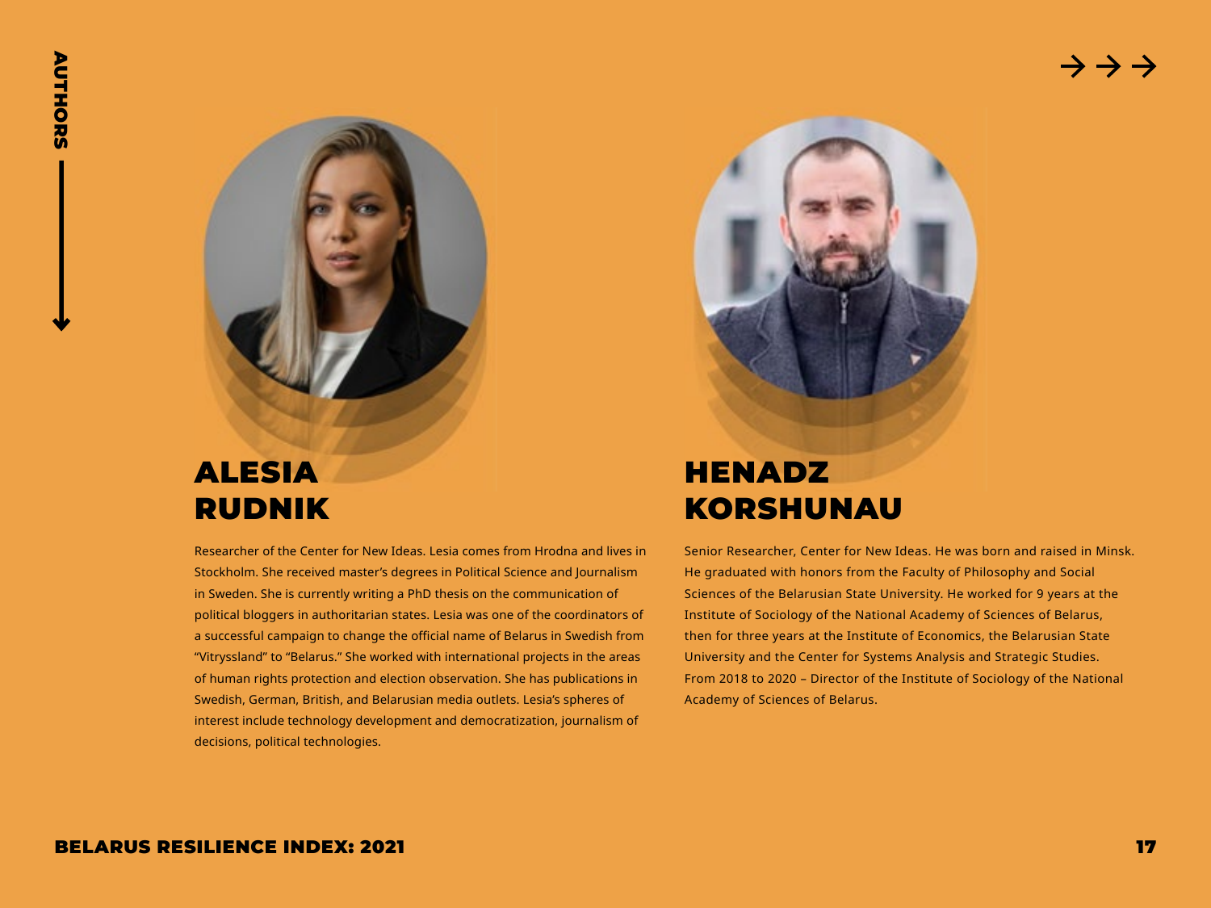## ALESIA RUDNIK

Researcher of the Center for New Ideas. Lesia comes from Hrodna and lives in Stockholm. She received master's degrees in Political Science and Journalism in Sweden. She is currently writing a PhD thesis on the communication of political bloggers in authoritarian states. Lesia was one of the coordinators of a successful campaign to change the official name of Belarus in Swedish from "Vitryssland" to "Belarus." She worked with international projects in the areas of human rights protection and election observation. She has publications in Swedish, German, British, and Belarusian media outlets. Lesia's spheres of interest include technology development and democratization, journalism of decisions, political technologies.

## HENADZ KORSHUNAU

Senior Researcher, Center for New Ideas. He was born and raised in Minsk. He graduated with honors from the Faculty of Philosophy and Social Sciences of the Belarusian State University. He worked for 9 years at the Institute of Sociology of the National Academy of Sciences of Belarus, then for three years at the Institute of Economics, the Belarusian State University and the Center for Systems Analysis and Strategic Studies. From 2018 to 2020 – Director of the Institute of Sociology of the National Academy of Sciences of Belarus.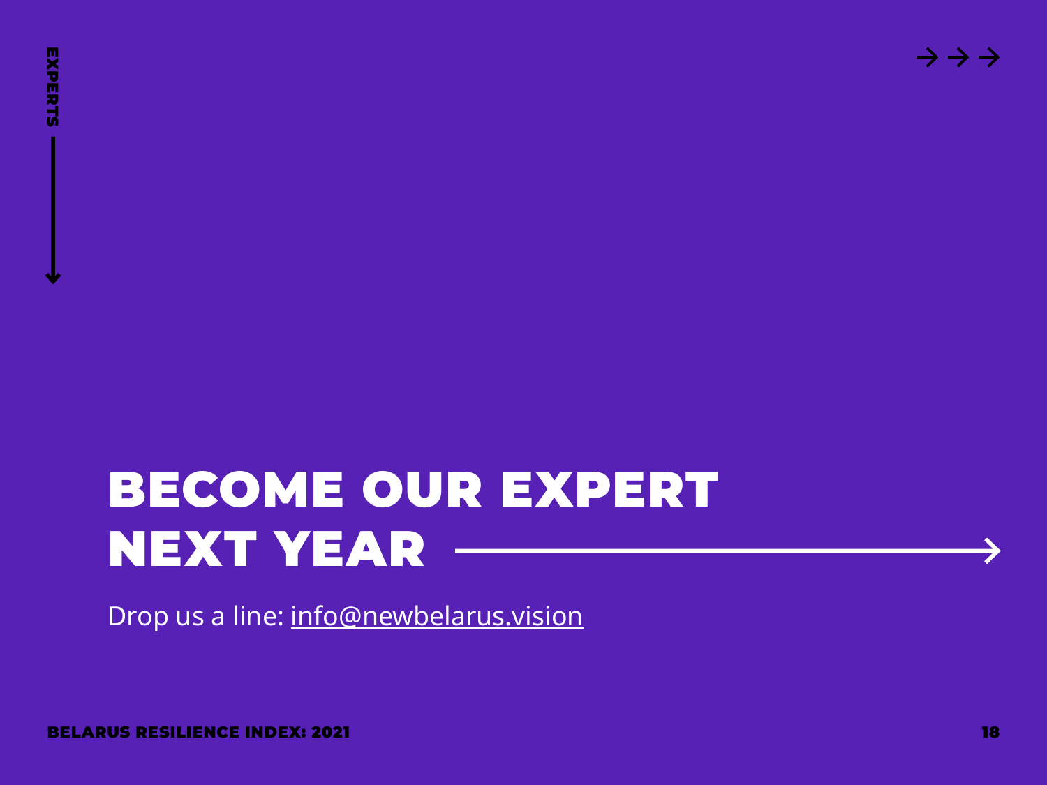EXPERTS

# BECOME OUR EXPERT NEXT YEAR

Drop us a line: info@newbelarus.vision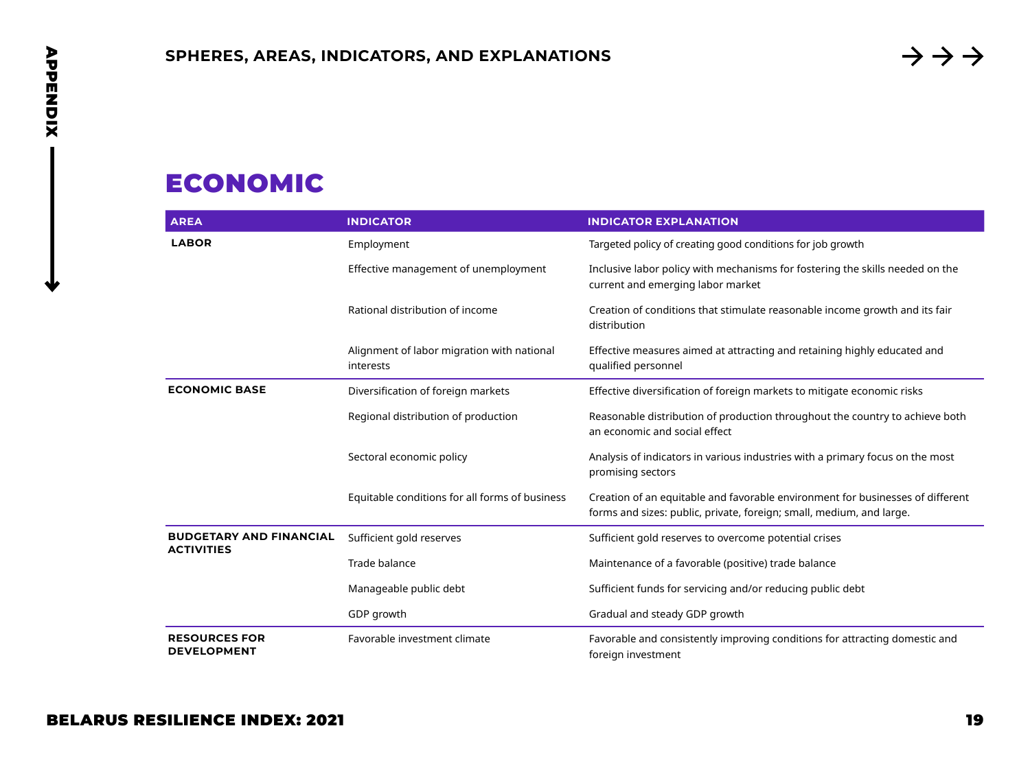## SPHERES, AREAS, INDICATORS, AND EXPLANATIONS

# ECONOMIC

| AREA | INDICATOR | INDICATOR EXPLANATION |
|---|---|---|
| **LABOR** | Employment | Targeted policy of creating good conditions for job growth |
| | Effective management of unemployment | Inclusive labor policy with mechanisms for fostering the skills needed on the current and emerging labor market |
| | Rational distribution of income | Creation of conditions that stimulate reasonable income growth and its fair distribution |
| | Alignment of labor migration with national interests | Effective measures aimed at attracting and retaining highly educated and qualified personnel |
| **ECONOMIC BASE** | Diversification of foreign markets | Effective diversification of foreign markets to mitigate economic risks |
| | Regional distribution of production | Reasonable distribution of production throughout the country to achieve both an economic and social effect |
| | Sectoral economic policy | Analysis of indicators in various industries with a primary focus on the most promising sectors |
| | Equitable conditions for all forms of business | Creation of an equitable and favorable environment for businesses of different forms and sizes: public, private, foreign; small, medium, and large. |
| **BUDGETARY AND FINANCIAL ACTIVITIES** | Sufficient gold reserves | Sufficient gold reserves to overcome potential crises |
| | Trade balance | Maintenance of a favorable (positive) trade balance |
| | Manageable public debt | Sufficient funds for servicing and/or reducing public debt |
| | GDP growth | Gradual and steady GDP growth |
| **RESOURCES FOR DEVELOPMENT** | Favorable investment climate | Favorable and consistently improving conditions for attracting domestic and foreign investment |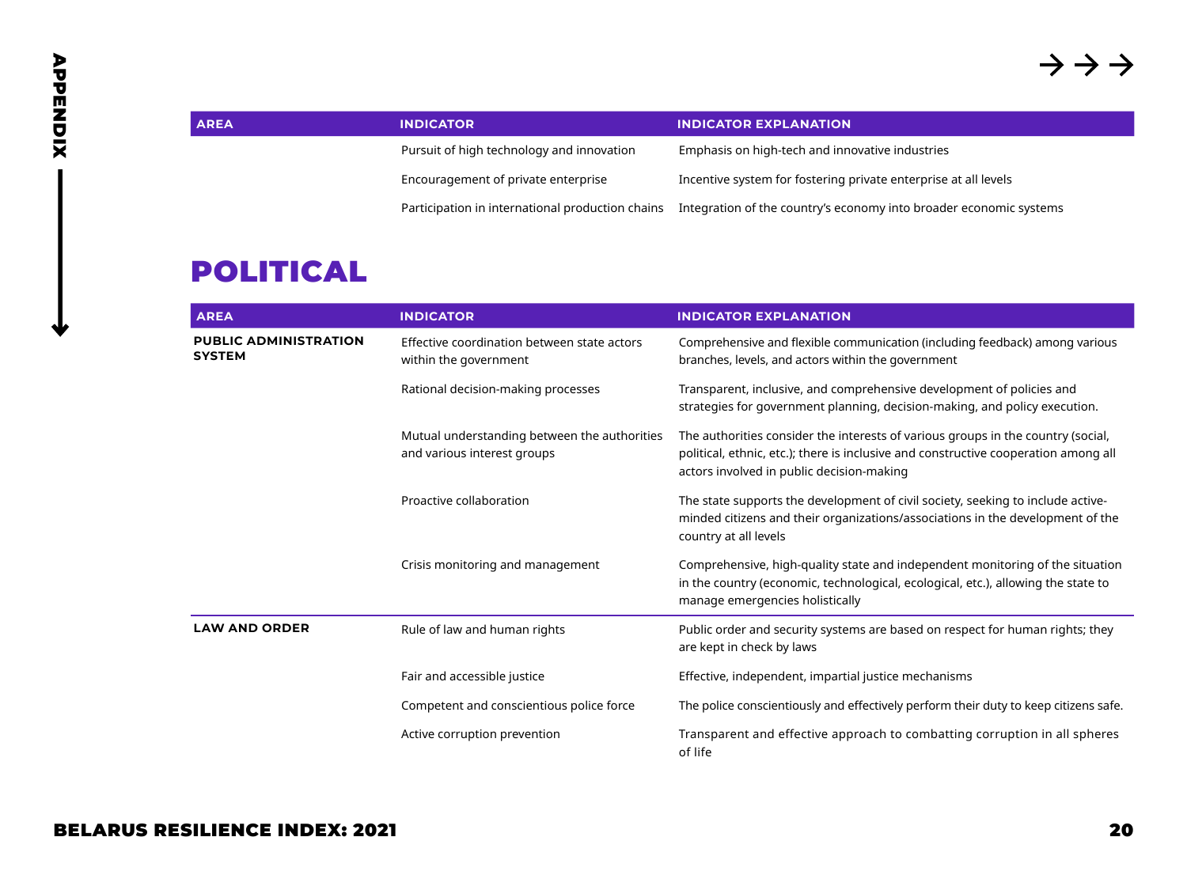| AREA | INDICATOR | INDICATOR EXPLANATION |
|---|---|---|
| | Pursuit of high technology and innovation | Emphasis on high-tech and innovative industries |
| | Encouragement of private enterprise | Incentive system for fostering private enterprise at all levels |
| | Participation in international production chains | Integration of the country's economy into broader economic systems |

# POLITICAL

| AREA | INDICATOR | INDICATOR EXPLANATION |
|---|---|---|
| **PUBLIC ADMINISTRATION SYSTEM** | Effective coordination between state actors within the government | Comprehensive and flexible communication (including feedback) among various branches, levels, and actors within the government |
| | Rational decision-making processes | Transparent, inclusive, and comprehensive development of policies and strategies for government planning, decision-making, and policy execution. |
| | Mutual understanding between the authorities and various interest groups | The authorities consider the interests of various groups in the country (social, political, ethnic, etc.); there is inclusive and constructive cooperation among all actors involved in public decision-making |
| | Proactive collaboration | The state supports the development of civil society, seeking to include active-minded citizens and their organizations/associations in the development of the country at all levels |
| | Crisis monitoring and management | Comprehensive, high-quality state and independent monitoring of the situation in the country (economic, technological, ecological, etc.), allowing the state to manage emergencies holistically |
| **LAW AND ORDER** | Rule of law and human rights | Public order and security systems are based on respect for human rights; they are kept in check by laws |
| | Fair and accessible justice | Effective, independent, impartial justice mechanisms |
| | Competent and conscientious police force | The police conscientiously and effectively perform their duty to keep citizens safe. |
| | Active corruption prevention | Transparent and effective approach to combatting corruption in all spheres of life |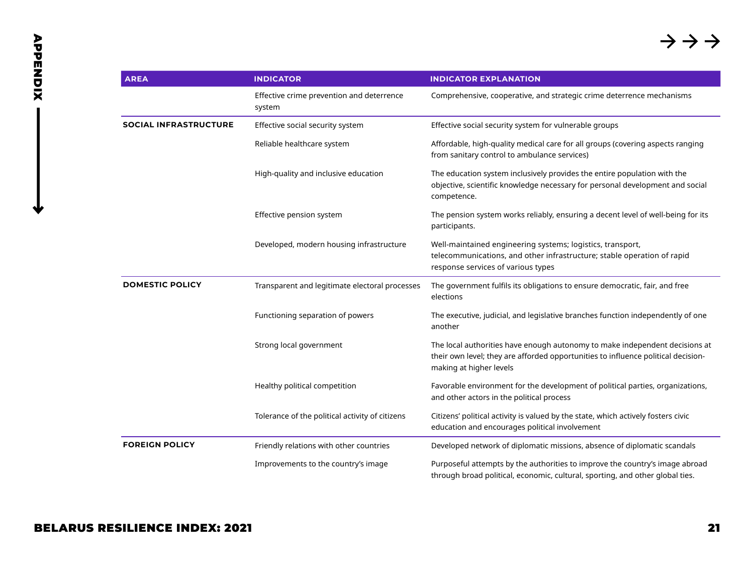| AREA | INDICATOR | INDICATOR EXPLANATION |
| --- | --- | --- |
| | Effective crime prevention and deterrence system | Comprehensive, cooperative, and strategic crime deterrence mechanisms |
| **SOCIAL INFRASTRUCTURE** | Effective social security system | Effective social security system for vulnerable groups |
| | Reliable healthcare system | Affordable, high-quality medical care for all groups (covering aspects ranging from sanitary control to ambulance services) |
| | High-quality and inclusive education | The education system inclusively provides the entire population with the objective, scientific knowledge necessary for personal development and social competence. |
| | Effective pension system | The pension system works reliably, ensuring a decent level of well-being for its participants. |
| | Developed, modern housing infrastructure | Well-maintained engineering systems; logistics, transport, telecommunications, and other infrastructure; stable operation of rapid response services of various types |
| **DOMESTIC POLICY** | Transparent and legitimate electoral processes | The government fulfils its obligations to ensure democratic, fair, and free elections |
| | Functioning separation of powers | The executive, judicial, and legislative branches function independently of one another |
| | Strong local government | The local authorities have enough autonomy to make independent decisions at their own level; they are afforded opportunities to influence political decision-making at higher levels |
| | Healthy political competition | Favorable environment for the development of political parties, organizations, and other actors in the political process |
| | Tolerance of the political activity of citizens | Citizens' political activity is valued by the state, which actively fosters civic education and encourages political involvement |
| **FOREIGN POLICY** | Friendly relations with other countries | Developed network of diplomatic missions, absence of diplomatic scandals |
| | Improvements to the country's image | Purposeful attempts by the authorities to improve the country's image abroad through broad political, economic, cultural, sporting, and other global ties. |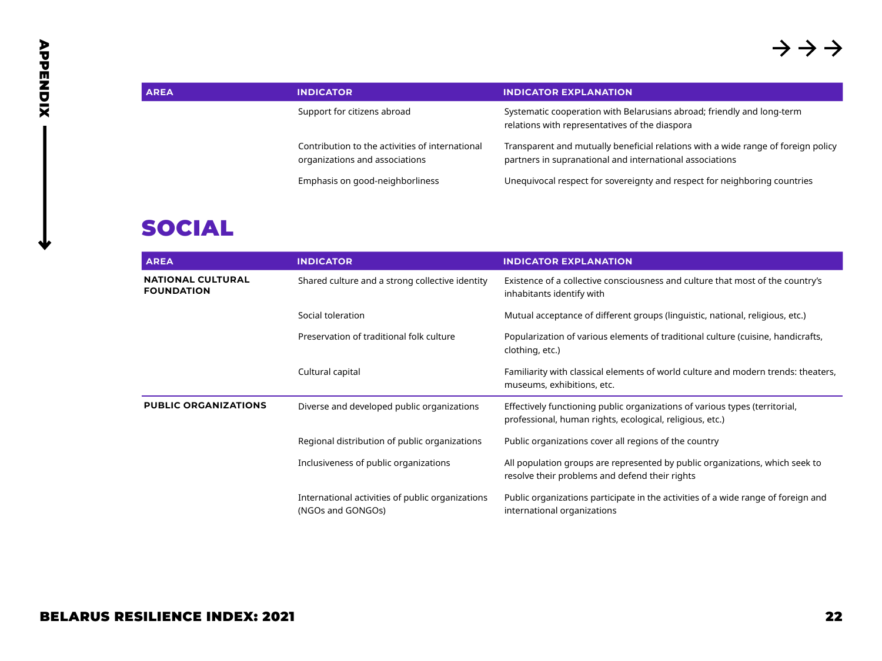| AREA | INDICATOR | INDICATOR EXPLANATION |
|---|---|---|
| | Support for citizens abroad | Systematic cooperation with Belarusians abroad; friendly and long-term relations with representatives of the diaspora |
| | Contribution to the activities of international organizations and associations | Transparent and mutually beneficial relations with a wide range of foreign policy partners in supranational and international associations |
| | Emphasis on good-neighborliness | Unequivocal respect for sovereignty and respect for neighboring countries |

## SOCIAL

| AREA | INDICATOR | INDICATOR EXPLANATION |
|---|---|---|
| **NATIONAL CULTURAL FOUNDATION** | Shared culture and a strong collective identity | Existence of a collective consciousness and culture that most of the country's inhabitants identify with |
| | Social toleration | Mutual acceptance of different groups (linguistic, national, religious, etc.) |
| | Preservation of traditional folk culture | Popularization of various elements of traditional culture (cuisine, handicrafts, clothing, etc.) |
| | Cultural capital | Familiarity with classical elements of world culture and modern trends: theaters, museums, exhibitions, etc. |
| **PUBLIC ORGANIZATIONS** | Diverse and developed public organizations | Effectively functioning public organizations of various types (territorial, professional, human rights, ecological, religious, etc.) |
| | Regional distribution of public organizations | Public organizations cover all regions of the country |
| | Inclusiveness of public organizations | All population groups are represented by public organizations, which seek to resolve their problems and defend their rights |
| | International activities of public organizations (NGOs and GONGOs) | Public organizations participate in the activities of a wide range of foreign and international organizations |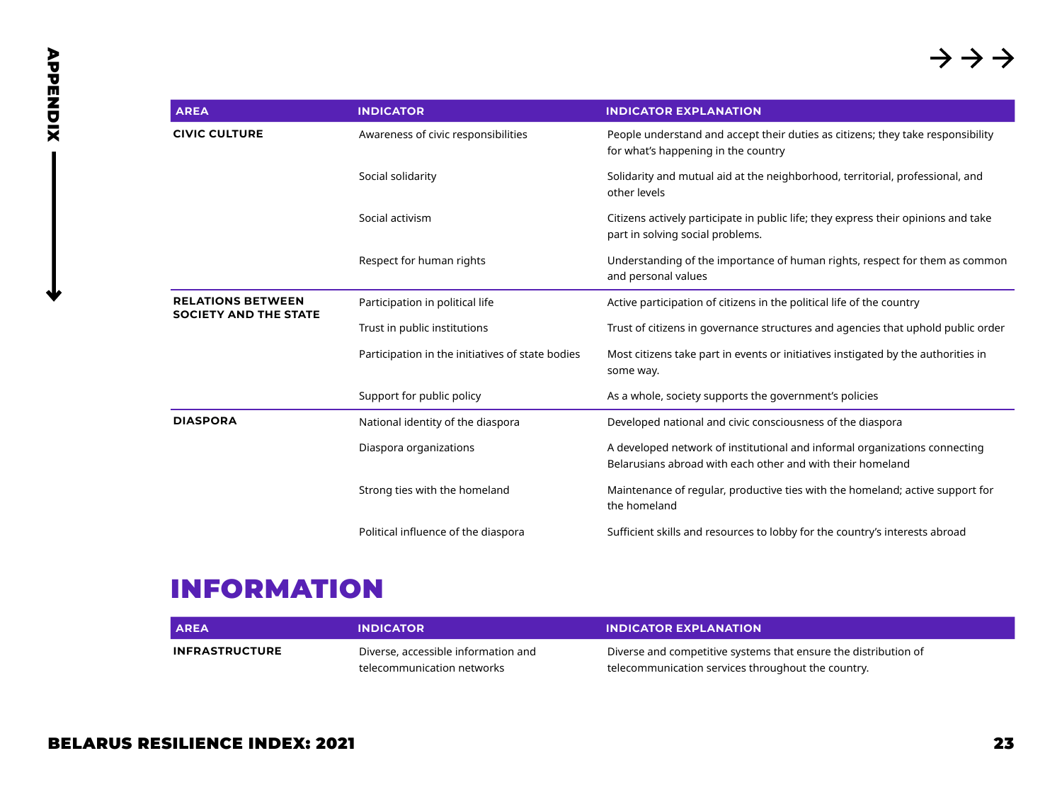| AREA | INDICATOR | INDICATOR EXPLANATION |
|---|---|---|
| **CIVIC CULTURE** | Awareness of civic responsibilities | People understand and accept their duties as citizens; they take responsibility for what's happening in the country |
| | Social solidarity | Solidarity and mutual aid at the neighborhood, territorial, professional, and other levels |
| | Social activism | Citizens actively participate in public life; they express their opinions and take part in solving social problems. |
| | Respect for human rights | Understanding of the importance of human rights, respect for them as common and personal values |
| **RELATIONS BETWEEN SOCIETY AND THE STATE** | Participation in political life | Active participation of citizens in the political life of the country |
| | Trust in public institutions | Trust of citizens in governance structures and agencies that uphold public order |
| | Participation in the initiatives of state bodies | Most citizens take part in events or initiatives instigated by the authorities in some way. |
| | Support for public policy | As a whole, society supports the government's policies |
| **DIASPORA** | National identity of the diaspora | Developed national and civic consciousness of the diaspora |
| | Diaspora organizations | A developed network of institutional and informal organizations connecting Belarusians abroad with each other and with their homeland |
| | Strong ties with the homeland | Maintenance of regular, productive ties with the homeland; active support for the homeland |
| | Political influence of the diaspora | Sufficient skills and resources to lobby for the country's interests abroad |

## INFORMATION

| AREA | INDICATOR | INDICATOR EXPLANATION |
|---|---|---|
| **INFRASTRUCTURE** | Diverse, accessible information and telecommunication networks | Diverse and competitive systems that ensure the distribution of telecommunication services throughout the country. |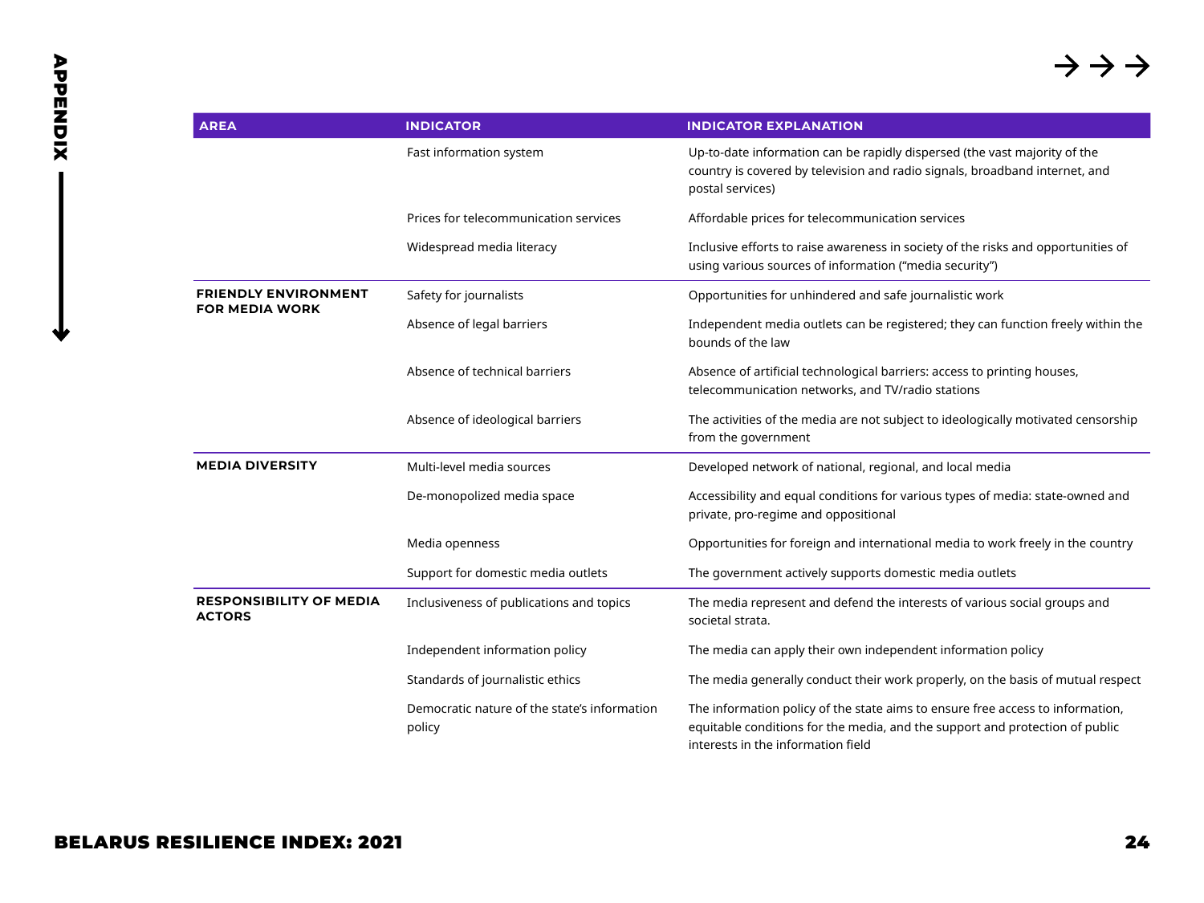| AREA | INDICATOR | INDICATOR EXPLANATION |
|---|---|---|
| | Fast information system | Up-to-date information can be rapidly dispersed (the vast majority of the country is covered by television and radio signals, broadband internet, and postal services) |
| | Prices for telecommunication services | Affordable prices for telecommunication services |
| | Widespread media literacy | Inclusive efforts to raise awareness in society of the risks and opportunities of using various sources of information ("media security") |
| **FRIENDLY ENVIRONMENT FOR MEDIA WORK** | Safety for journalists | Opportunities for unhindered and safe journalistic work |
| | Absence of legal barriers | Independent media outlets can be registered; they can function freely within the bounds of the law |
| | Absence of technical barriers | Absence of artificial technological barriers: access to printing houses, telecommunication networks, and TV/radio stations |
| | Absence of ideological barriers | The activities of the media are not subject to ideologically motivated censorship from the government |
| **MEDIA DIVERSITY** | Multi-level media sources | Developed network of national, regional, and local media |
| | De-monopolized media space | Accessibility and equal conditions for various types of media: state-owned and private, pro-regime and oppositional |
| | Media openness | Opportunities for foreign and international media to work freely in the country |
| | Support for domestic media outlets | The government actively supports domestic media outlets |
| **RESPONSIBILITY OF MEDIA ACTORS** | Inclusiveness of publications and topics | The media represent and defend the interests of various social groups and societal strata. |
| | Independent information policy | The media can apply their own independent information policy |
| | Standards of journalistic ethics | The media generally conduct their work properly, on the basis of mutual respect |
| | Democratic nature of the state's information policy | The information policy of the state aims to ensure free access to information, equitable conditions for the media, and the support and protection of public interests in the information field |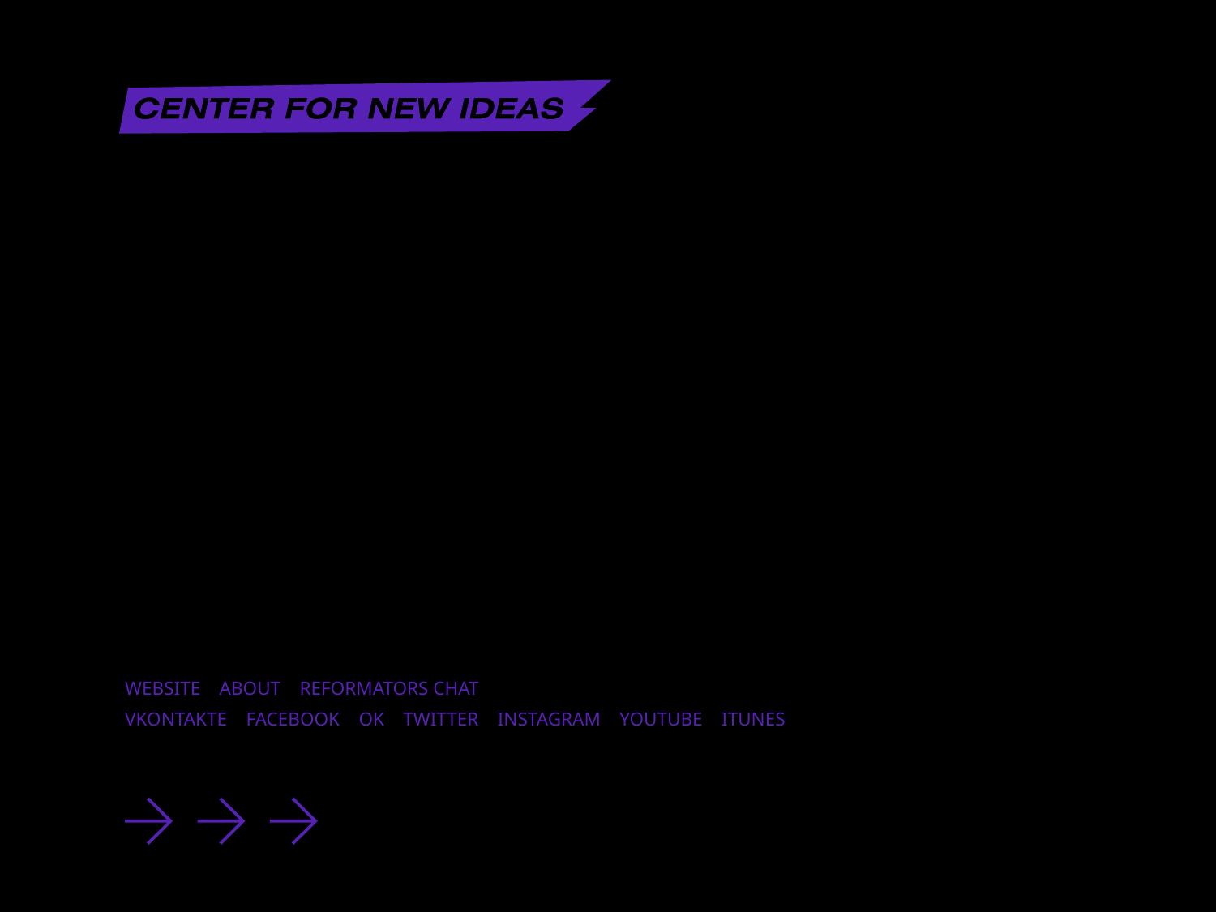# CENTER FOR NEW IDEAS

WEBSITE ABOUT REFORMATORS CHAT

VKONTAKTE FACEBOOK OK TWITTER INSTAGRAM YOUTUBE ITUNES